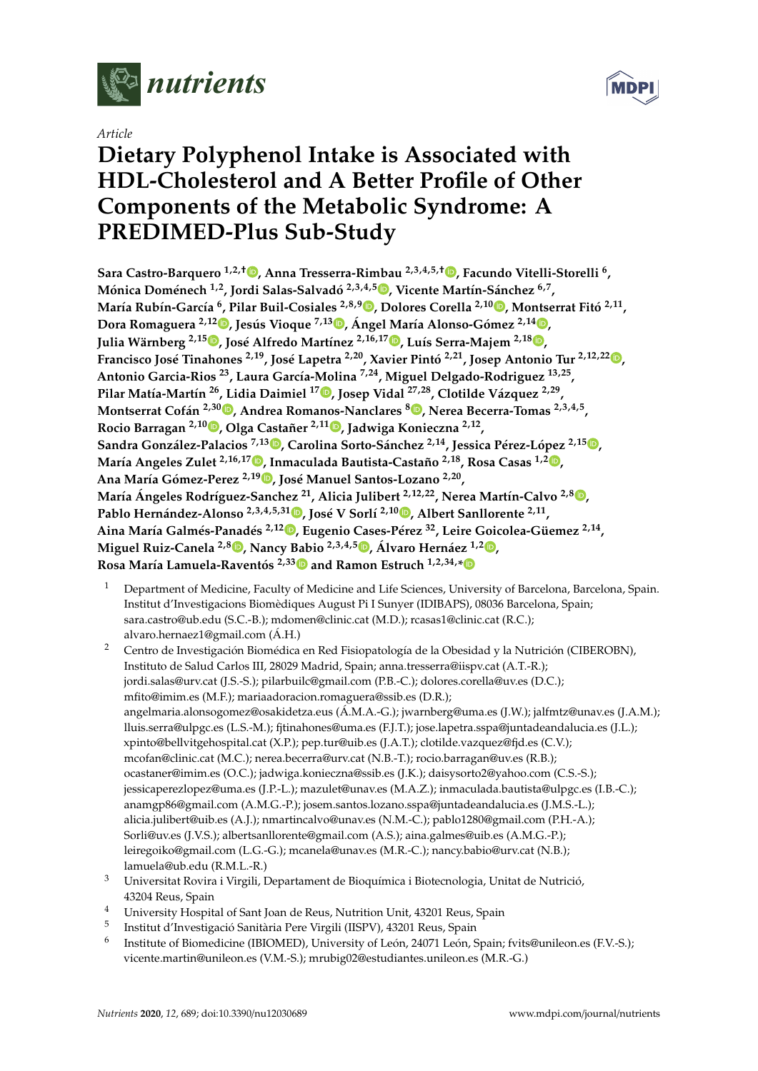Article

# Dietary Polyphenol Intake is Associated with HDL-Cholesterol and A Better Profile of Other Components of the Metabolic Syndrome: A PREDIMED-Plus Sub-Study

**Sara Castro-Barquero [1,2,†], Anna Tresserra-Rimbau [2,3,4,5,†], Facundo Vitelli-Storelli [6], Mónica Doménech [1,2], Jordi Salas-Salvadó [2,3,4,5], Vicente Martín-Sánchez [6,7], María Rubín-García [6], Pilar Buil-Cosiales [2,8,9], Dolores Corella [2,10], Montserrat Fitó [2,11], Dora Romaguera [2,12], Jesús Vioque [7,13], Ángel María Alonso-Gómez [2,14], Julia Wärnberg [2,15], José Alfredo Martínez [2,16,17], Luís Serra-Majem [2,18], Francisco José Tinahones [2,19], José Lapetra [2,20], Xavier Pintó [2,21], Josep Antonio Tur [2,12,22], Antonio Garcia-Rios [23], Laura García-Molina [7,24], Miguel Delgado-Rodriguez [13,25], Pilar Matía-Martín [26], Lidia Daimiel [17], Josep Vidal [27,28], Clotilde Vázquez [2,29], Montserrat Cofán [2,30], Andrea Romanos-Nanclares [8], Nerea Becerra-Tomas [2,3,4,5], Rocio Barragan [2,10], Olga Castañer [2,11], Jadwiga Konieczna [2,12], Sandra González-Palacios [7,13], Carolina Sorto-Sánchez [2,14], Jessica Pérez-López [2,15], María Angeles Zulet [2,16,17], Inmaculada Bautista-Castaño [2,18], Rosa Casas [1,2], Ana María Gómez-Perez [2,19], José Manuel Santos-Lozano [2,20], María Ángeles Rodríguez-Sanchez [21], Alicia Julibert [2,12,22], Nerea Martín-Calvo [2,8], Pablo Hernández-Alonso [2,3,4,5,31], José V Sorlí [2,10], Albert Sanllorente [2,11], Aina María Galmés-Panadés [2,12], Eugenio Cases-Pérez [32], Leire Goicolea-Güemez [2,14], Miguel Ruiz-Canela [2,8], Nancy Babio [2,3,4,5], Álvaro Hernáez [1,2], Rosa María Lamuela-Raventós [2,33] and Ramon Estruch [1,2,34,*]**

1. Department of Medicine, Faculty of Medicine and Life Sciences, University of Barcelona, Barcelona, Spain. Institut d'Investigacions Biomèdiques August Pi I Sunyer (IDIBAPS), 08036 Barcelona, Spain; sara.castro@ub.edu (S.C.-B.); mdomen@clinic.cat (M.D.); rcasas1@clinic.cat (R.C.); alvaro.hernaez1@gmail.com (Á.H.)
2. Centro de Investigación Biomédica en Red Fisiopatología de la Obesidad y la Nutrición (CIBEROBN), Instituto de Salud Carlos III, 28029 Madrid, Spain; anna.tresserra@iispv.cat (A.T.-R.); jordi.salas@urv.cat (J.S.-S.); pilarbuilc@gmail.com (P.B.-C.); dolores.corella@uv.es (D.C.); mfito@imim.es (M.F.); mariaadoracion.romaguera@ssib.es (D.R.); angelmaria.alonsogomez@osakidetza.eus (Á.M.A.-G.); jwarnberg@uma.es (J.W.); jalfmtz@unav.es (J.A.M.); lluis.serra@ulpgc.es (L.S.-M.); fjtinahones@uma.es (F.J.T.); jose.lapetra.sspa@juntadeandalucia.es (J.L.); xpinto@bellvitgehospital.cat (X.P.); pep.tur@uib.es (J.A.T.); clotilde.vazquez@fjd.es (C.V.); mcofan@clinic.cat (M.C.); nerea.becerra@urv.cat (N.B.-T.); rocio.barragan@uv.es (R.B.); ocastaner@imim.es (O.C.); jadwiga.konieczna@ssib.es (J.K.); daisysorto2@yahoo.com (C.S.-S.); jessicaperezlopez@uma.es (J.P.-L.); mazulet@unav.es (M.A.Z.); inmaculada.bautista@ulpgc.es (I.B.-C.); anamgp86@gmail.com (A.M.G.-P.); josem.santos.lozano.sspa@juntadeandalucia.es (J.M.S.-L.); alicia.julibert@uib.es (A.J.); nmartincalvo@unav.es (N.M.-C.); pablo1280@gmail.com (P.H.-A.); Sorli@uv.es (J.V.S.); albertsanllorente@gmail.com (A.S.); aina.galmes@uib.es (A.M.G.-P.); leiregoiko@gmail.com (L.G.-G.); mcanela@unav.es (M.R.-C.); nancy.babio@urv.cat (N.B.); lamuela@ub.edu (R.M.L.-R.)
3. Universitat Rovira i Virgili, Departament de Bioquímica i Biotecnologia, Unitat de Nutrició, 43204 Reus, Spain
4. University Hospital of Sant Joan de Reus, Nutrition Unit, 43201 Reus, Spain
5. Institut d'Investigació Sanitària Pere Virgili (IISPV), 43201 Reus, Spain
6. Institute of Biomedicine (IBIOMED), University of León, 24071 León, Spain; fvits@unileon.es (F.V.-S.); vicente.martin@unileon.es (V.M.-S.); mrubig02@estudiantes.unileon.es (M.R.-G.)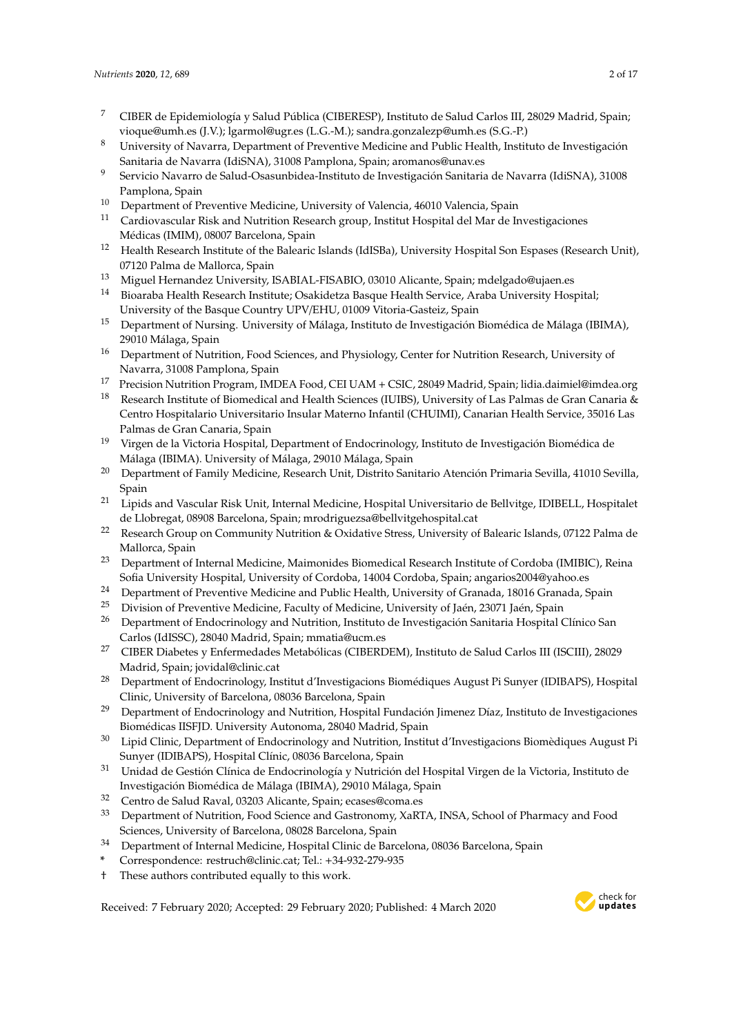[7] CIBER de Epidemiología y Salud Pública (CIBERESP), Instituto de Salud Carlos III, 28029 Madrid, Spain; vioque@umh.es (J.V.); lgarmol@ugr.es (L.G.-M.); sandra.gonzalezp@umh.es (S.G.-P.)

[8] University of Navarra, Department of Preventive Medicine and Public Health, Instituto de Investigación Sanitaria de Navarra (IdiSNA), 31008 Pamplona, Spain; aromanos@unav.es

[9] Servicio Navarro de Salud-Osasunbidea-Instituto de Investigación Sanitaria de Navarra (IdiSNA), 31008 Pamplona, Spain

[10] Department of Preventive Medicine, University of Valencia, 46010 Valencia, Spain

[11] Cardiovascular Risk and Nutrition Research group, Institut Hospital del Mar de Investigaciones Médicas (IMIM), 08007 Barcelona, Spain

[12] Health Research Institute of the Balearic Islands (IdISBa), University Hospital Son Espases (Research Unit), 07120 Palma de Mallorca, Spain

[13] Miguel Hernandez University, ISABIAL-FISABIO, 03010 Alicante, Spain; mdelgado@ujaen.es

[14] Bioaraba Health Research Institute; Osakidetza Basque Health Service, Araba University Hospital; University of the Basque Country UPV/EHU, 01009 Vitoria-Gasteiz, Spain

[15] Department of Nursing. University of Málaga, Instituto de Investigación Biomédica de Málaga (IBIMA), 29010 Málaga, Spain

[16] Department of Nutrition, Food Sciences, and Physiology, Center for Nutrition Research, University of Navarra, 31008 Pamplona, Spain

[17] Precision Nutrition Program, IMDEA Food, CEI UAM + CSIC, 28049 Madrid, Spain; lidia.daimiel@imdea.org

[18] Research Institute of Biomedical and Health Sciences (IUIBS), University of Las Palmas de Gran Canaria & Centro Hospitalario Universitario Insular Materno Infantil (CHUIMI), Canarian Health Service, 35016 Las Palmas de Gran Canaria, Spain

[19] Virgen de la Victoria Hospital, Department of Endocrinology, Instituto de Investigación Biomédica de Málaga (IBIMA). University of Málaga, 29010 Málaga, Spain

[20] Department of Family Medicine, Research Unit, Distrito Sanitario Atención Primaria Sevilla, 41010 Sevilla, Spain

[21] Lipids and Vascular Risk Unit, Internal Medicine, Hospital Universitario de Bellvitge, IDIBELL, Hospitalet de Llobregat, 08908 Barcelona, Spain; mrodriguezsa@bellvitgehospital.cat

[22] Research Group on Community Nutrition & Oxidative Stress, University of Balearic Islands, 07122 Palma de Mallorca, Spain

[23] Department of Internal Medicine, Maimonides Biomedical Research Institute of Cordoba (IMIBIC), Reina Sofia University Hospital, University of Cordoba, 14004 Cordoba, Spain; angarios2004@yahoo.es

[24] Department of Preventive Medicine and Public Health, University of Granada, 18016 Granada, Spain

[25] Division of Preventive Medicine, Faculty of Medicine, University of Jaén, 23071 Jaén, Spain

[26] Department of Endocrinology and Nutrition, Instituto de Investigación Sanitaria Hospital Clínico San Carlos (IdISSC), 28040 Madrid, Spain; mmatia@ucm.es

[27] CIBER Diabetes y Enfermedades Metabólicas (CIBERDEM), Instituto de Salud Carlos III (ISCIII), 28029 Madrid, Spain; jovidal@clinic.cat

[28] Department of Endocrinology, Institut d'Investigacions Biomédiques August Pi Sunyer (IDIBAPS), Hospital Clinic, University of Barcelona, 08036 Barcelona, Spain

[29] Department of Endocrinology and Nutrition, Hospital Fundación Jimenez Díaz, Instituto de Investigaciones Biomédicas IISFJD. University Autonoma, 28040 Madrid, Spain

[30] Lipid Clinic, Department of Endocrinology and Nutrition, Institut d'Investigacions Biomèdiques August Pi Sunyer (IDIBAPS), Hospital Clínic, 08036 Barcelona, Spain

[31] Unidad de Gestión Clínica de Endocrinología y Nutrición del Hospital Virgen de la Victoria, Instituto de Investigación Biomédica de Málaga (IBIMA), 29010 Málaga, Spain

[32] Centro de Salud Raval, 03203 Alicante, Spain; ecases@coma.es

[33] Department of Nutrition, Food Science and Gastronomy, XaRTA, INSA, School of Pharmacy and Food Sciences, University of Barcelona, 08028 Barcelona, Spain

[34] Department of Internal Medicine, Hospital Clinic de Barcelona, 08036 Barcelona, Spain

* Correspondence: restruch@clinic.cat; Tel.: +34-932-279-935

† These authors contributed equally to this work.

Received: 7 February 2020; Accepted: 29 February 2020; Published: 4 March 2020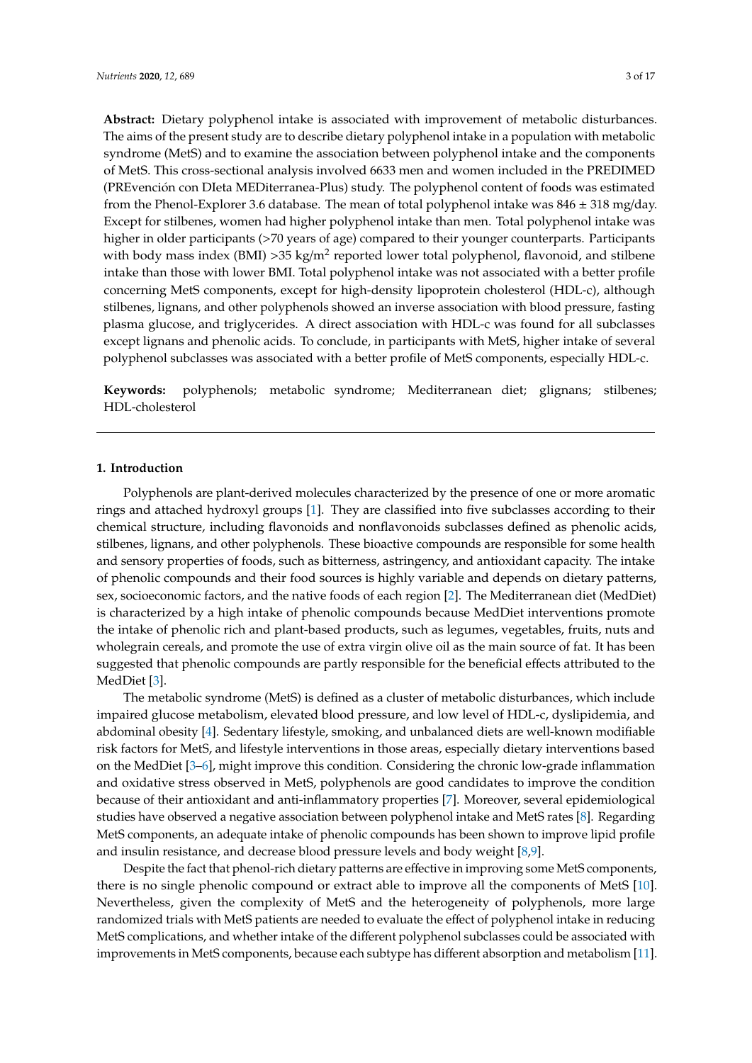**Abstract:** Dietary polyphenol intake is associated with improvement of metabolic disturbances. The aims of the present study are to describe dietary polyphenol intake in a population with metabolic syndrome (MetS) and to examine the association between polyphenol intake and the components of MetS. This cross-sectional analysis involved 6633 men and women included in the PREDIMED (PREvención con DIeta MEDiterranea-Plus) study. The polyphenol content of foods was estimated from the Phenol-Explorer 3.6 database. The mean of total polyphenol intake was 846 ± 318 mg/day. Except for stilbenes, women had higher polyphenol intake than men. Total polyphenol intake was higher in older participants (>70 years of age) compared to their younger counterparts. Participants with body mass index (BMI) >35 kg/m$^2$ reported lower total polyphenol, flavonoid, and stilbene intake than those with lower BMI. Total polyphenol intake was not associated with a better profile concerning MetS components, except for high-density lipoprotein cholesterol (HDL-c), although stilbenes, lignans, and other polyphenols showed an inverse association with blood pressure, fasting plasma glucose, and triglycerides. A direct association with HDL-c was found for all subclasses except lignans and phenolic acids. To conclude, in participants with MetS, higher intake of several polyphenol subclasses was associated with a better profile of MetS components, especially HDL-c.

**Keywords:** polyphenols; metabolic syndrome; Mediterranean diet; glignans; stilbenes; HDL-cholesterol

## 1. Introduction

Polyphenols are plant-derived molecules characterized by the presence of one or more aromatic rings and attached hydroxyl groups [1]. They are classified into five subclasses according to their chemical structure, including flavonoids and nonflavonoids subclasses defined as phenolic acids, stilbenes, lignans, and other polyphenols. These bioactive compounds are responsible for some health and sensory properties of foods, such as bitterness, astringency, and antioxidant capacity. The intake of phenolic compounds and their food sources is highly variable and depends on dietary patterns, sex, socioeconomic factors, and the native foods of each region [2]. The Mediterranean diet (MedDiet) is characterized by a high intake of phenolic compounds because MedDiet interventions promote the intake of phenolic rich and plant-based products, such as legumes, vegetables, fruits, nuts and wholegrain cereals, and promote the use of extra virgin olive oil as the main source of fat. It has been suggested that phenolic compounds are partly responsible for the beneficial effects attributed to the MedDiet [3].

The metabolic syndrome (MetS) is defined as a cluster of metabolic disturbances, which include impaired glucose metabolism, elevated blood pressure, and low level of HDL-c, dyslipidemia, and abdominal obesity [4]. Sedentary lifestyle, smoking, and unbalanced diets are well-known modifiable risk factors for MetS, and lifestyle interventions in those areas, especially dietary interventions based on the MedDiet [3–6], might improve this condition. Considering the chronic low-grade inflammation and oxidative stress observed in MetS, polyphenols are good candidates to improve the condition because of their antioxidant and anti-inflammatory properties [7]. Moreover, several epidemiological studies have observed a negative association between polyphenol intake and MetS rates [8]. Regarding MetS components, an adequate intake of phenolic compounds has been shown to improve lipid profile and insulin resistance, and decrease blood pressure levels and body weight [8,9].

Despite the fact that phenol-rich dietary patterns are effective in improving some MetS components, there is no single phenolic compound or extract able to improve all the components of MetS [10]. Nevertheless, given the complexity of MetS and the heterogeneity of polyphenols, more large randomized trials with MetS patients are needed to evaluate the effect of polyphenol intake in reducing MetS complications, and whether intake of the different polyphenol subclasses could be associated with improvements in MetS components, because each subtype has different absorption and metabolism [11].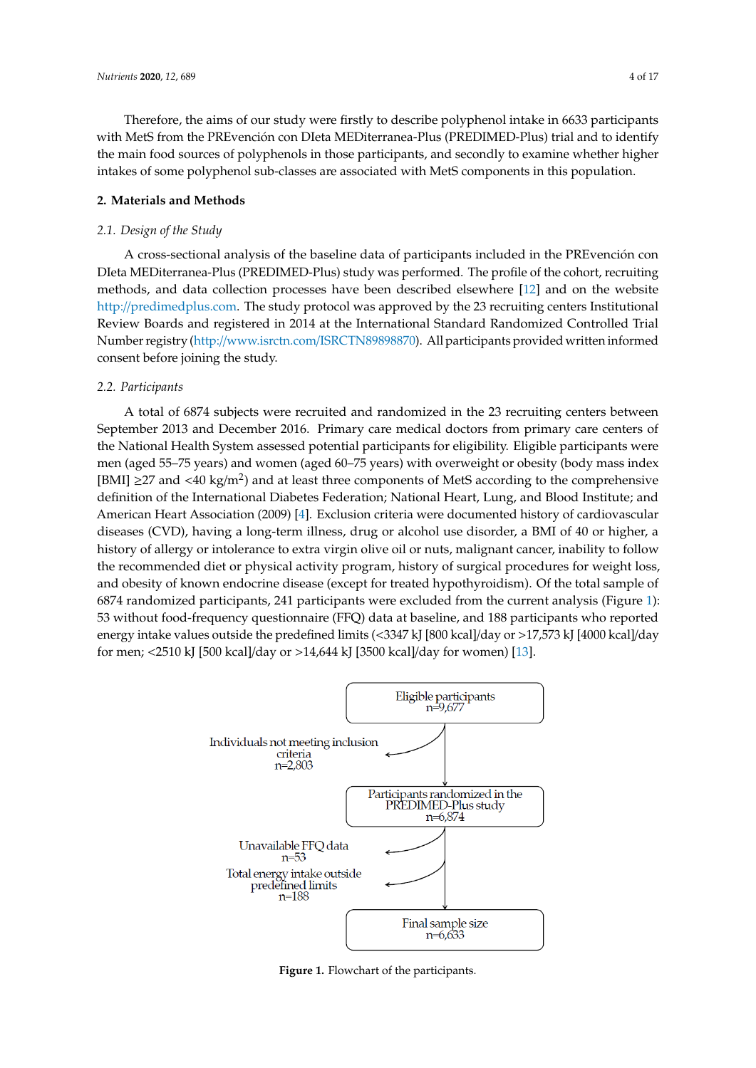Therefore, the aims of our study were firstly to describe polyphenol intake in 6633 participants with MetS from the PREvención con DIeta MEDiterranea-Plus (PREDIMED-Plus) trial and to identify the main food sources of polyphenols in those participants, and secondly to examine whether higher intakes of some polyphenol sub-classes are associated with MetS components in this population.

## 2. Materials and Methods

### *2.1. Design of the Study*

A cross-sectional analysis of the baseline data of participants included in the PREvención con DIeta MEDiterranea-Plus (PREDIMED-Plus) study was performed. The profile of the cohort, recruiting methods, and data collection processes have been described elsewhere [12] and on the website http://predimedplus.com. The study protocol was approved by the 23 recruiting centers Institutional Review Boards and registered in 2014 at the International Standard Randomized Controlled Trial Number registry (http://www.isrctn.com/ISRCTN89898870). All participants provided written informed consent before joining the study.

### *2.2. Participants*

A total of 6874 subjects were recruited and randomized in the 23 recruiting centers between September 2013 and December 2016. Primary care medical doctors from primary care centers of the National Health System assessed potential participants for eligibility. Eligible participants were men (aged 55–75 years) and women (aged 60–75 years) with overweight or obesity (body mass index [BMI] ≥27 and <40 kg/m$^2$) and at least three components of MetS according to the comprehensive definition of the International Diabetes Federation; National Heart, Lung, and Blood Institute; and American Heart Association (2009) [4]. Exclusion criteria were documented history of cardiovascular diseases (CVD), having a long-term illness, drug or alcohol use disorder, a BMI of 40 or higher, a history of allergy or intolerance to extra virgin olive oil or nuts, malignant cancer, inability to follow the recommended diet or physical activity program, history of surgical procedures for weight loss, and obesity of known endocrine disease (except for treated hypothyroidism). Of the total sample of 6874 randomized participants, 241 participants were excluded from the current analysis (Figure 1): 53 without food-frequency questionnaire (FFQ) data at baseline, and 188 participants who reported energy intake values outside the predefined limits (<3347 kJ [800 kcal]/day or >17,573 kJ [4000 kcal]/day for men; <2510 kJ [500 kcal]/day or >14,644 kJ [3500 kcal]/day for women) [13].

Eligible participants
n=9,677

Individuals not meeting inclusion criteria
n=2,803

Participants randomized in the PREDIMED-Plus study
n=6,874

Unavailable FFQ data
n=53

Total energy intake outside predefined limits
n=188

Final sample size
n=6,633

**Figure 1.** Flowchart of the participants.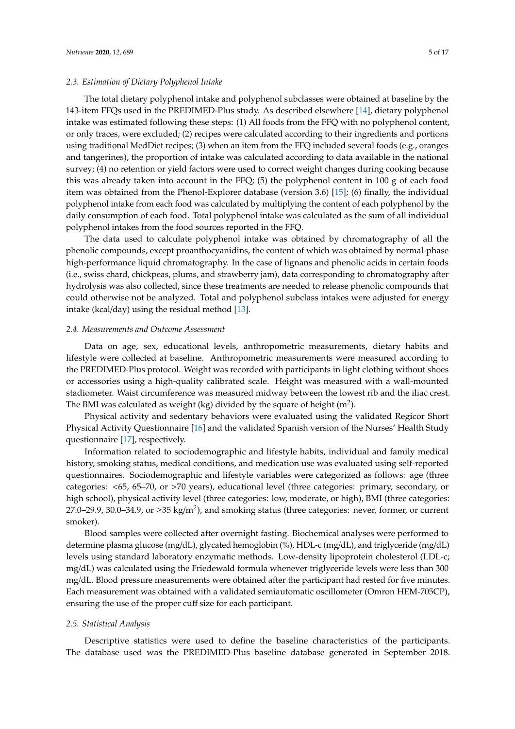### 2.3. Estimation of Dietary Polyphenol Intake

The total dietary polyphenol intake and polyphenol subclasses were obtained at baseline by the 143-item FFQs used in the PREDIMED-Plus study. As described elsewhere [14], dietary polyphenol intake was estimated following these steps: (1) All foods from the FFQ with no polyphenol content, or only traces, were excluded; (2) recipes were calculated according to their ingredients and portions using traditional MedDiet recipes; (3) when an item from the FFQ included several foods (e.g., oranges and tangerines), the proportion of intake was calculated according to data available in the national survey; (4) no retention or yield factors were used to correct weight changes during cooking because this was already taken into account in the FFQ; (5) the polyphenol content in 100 g of each food item was obtained from the Phenol-Explorer database (version 3.6) [15]; (6) finally, the individual polyphenol intake from each food was calculated by multiplying the content of each polyphenol by the daily consumption of each food. Total polyphenol intake was calculated as the sum of all individual polyphenol intakes from the food sources reported in the FFQ.

The data used to calculate polyphenol intake was obtained by chromatography of all the phenolic compounds, except proanthocyanidins, the content of which was obtained by normal-phase high-performance liquid chromatography. In the case of lignans and phenolic acids in certain foods (i.e., swiss chard, chickpeas, plums, and strawberry jam), data corresponding to chromatography after hydrolysis was also collected, since these treatments are needed to release phenolic compounds that could otherwise not be analyzed. Total and polyphenol subclass intakes were adjusted for energy intake (kcal/day) using the residual method [13].

### 2.4. Measurements and Outcome Assessment

Data on age, sex, educational levels, anthropometric measurements, dietary habits and lifestyle were collected at baseline. Anthropometric measurements were measured according to the PREDIMED-Plus protocol. Weight was recorded with participants in light clothing without shoes or accessories using a high-quality calibrated scale. Height was measured with a wall-mounted stadiometer. Waist circumference was measured midway between the lowest rib and the iliac crest. The BMI was calculated as weight (kg) divided by the square of height ($m^2$).

Physical activity and sedentary behaviors were evaluated using the validated Regicor Short Physical Activity Questionnaire [16] and the validated Spanish version of the Nurses' Health Study questionnaire [17], respectively.

Information related to sociodemographic and lifestyle habits, individual and family medical history, smoking status, medical conditions, and medication use was evaluated using self-reported questionnaires. Sociodemographic and lifestyle variables were categorized as follows: age (three categories: <65, 65–70, or >70 years), educational level (three categories: primary, secondary, or high school), physical activity level (three categories: low, moderate, or high), BMI (three categories: 27.0–29.9, 30.0–34.9, or ≥35 kg/$m^2$), and smoking status (three categories: never, former, or current smoker).

Blood samples were collected after overnight fasting. Biochemical analyses were performed to determine plasma glucose (mg/dL), glycated hemoglobin (%), HDL-c (mg/dL), and triglyceride (mg/dL) levels using standard laboratory enzymatic methods. Low-density lipoprotein cholesterol (LDL-c; mg/dL) was calculated using the Friedewald formula whenever triglyceride levels were less than 300 mg/dL. Blood pressure measurements were obtained after the participant had rested for five minutes. Each measurement was obtained with a validated semiautomatic oscillometer (Omron HEM-705CP), ensuring the use of the proper cuff size for each participant.

### 2.5. Statistical Analysis

Descriptive statistics were used to define the baseline characteristics of the participants. The database used was the PREDIMED-Plus baseline database generated in September 2018.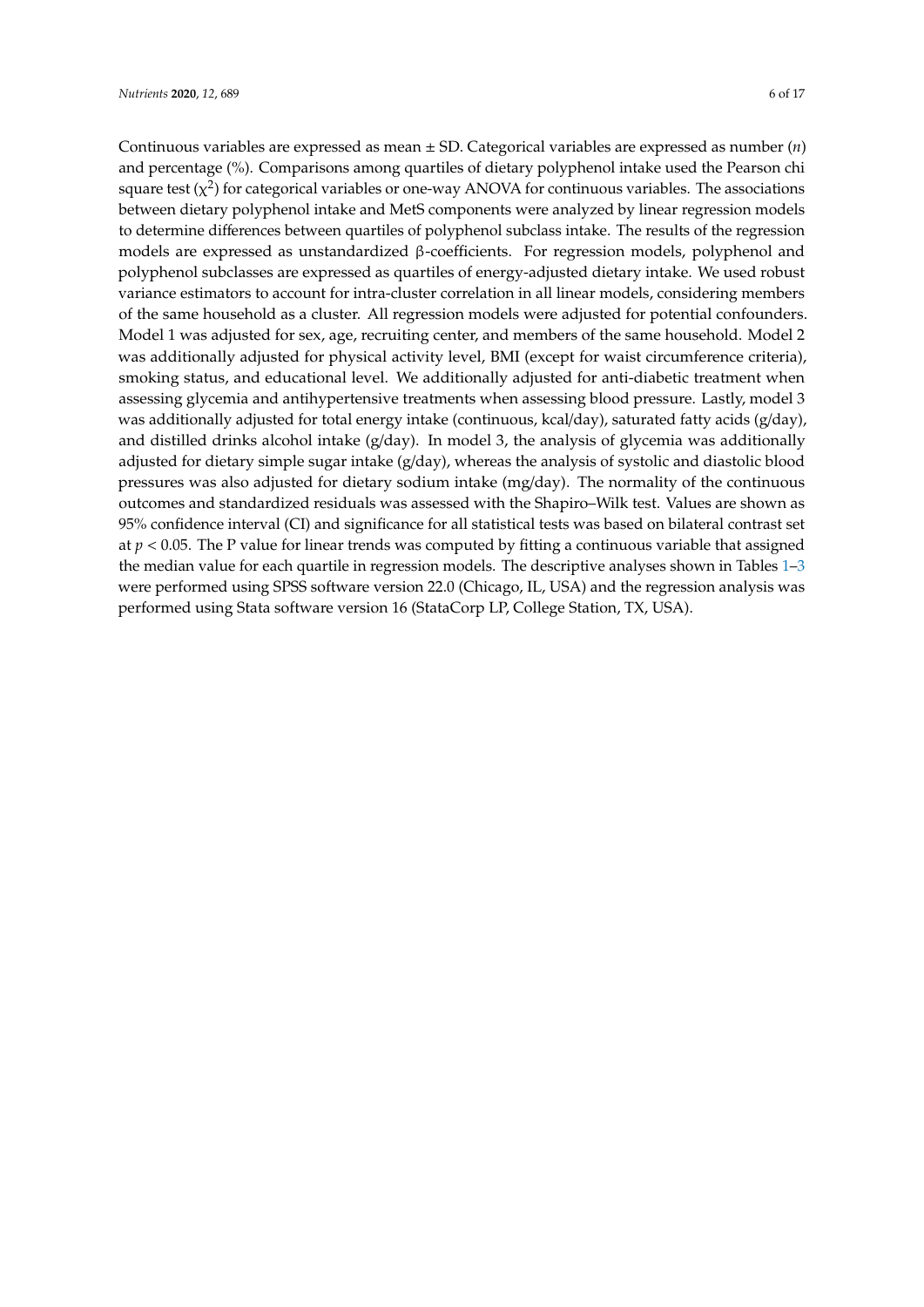Continuous variables are expressed as mean ± SD. Categorical variables are expressed as number (*n*) and percentage (%). Comparisons among quartiles of dietary polyphenol intake used the Pearson chi square test ($\chi^2$) for categorical variables or one-way ANOVA for continuous variables. The associations between dietary polyphenol intake and MetS components were analyzed by linear regression models to determine differences between quartiles of polyphenol subclass intake. The results of the regression models are expressed as unstandardized β-coefficients. For regression models, polyphenol and polyphenol subclasses are expressed as quartiles of energy-adjusted dietary intake. We used robust variance estimators to account for intra-cluster correlation in all linear models, considering members of the same household as a cluster. All regression models were adjusted for potential confounders. Model 1 was adjusted for sex, age, recruiting center, and members of the same household. Model 2 was additionally adjusted for physical activity level, BMI (except for waist circumference criteria), smoking status, and educational level. We additionally adjusted for anti-diabetic treatment when assessing glycemia and antihypertensive treatments when assessing blood pressure. Lastly, model 3 was additionally adjusted for total energy intake (continuous, kcal/day), saturated fatty acids (g/day), and distilled drinks alcohol intake (g/day). In model 3, the analysis of glycemia was additionally adjusted for dietary simple sugar intake (g/day), whereas the analysis of systolic and diastolic blood pressures was also adjusted for dietary sodium intake (mg/day). The normality of the continuous outcomes and standardized residuals was assessed with the Shapiro–Wilk test. Values are shown as 95% confidence interval (CI) and significance for all statistical tests was based on bilateral contrast set at $p < 0.05$. The P value for linear trends was computed by fitting a continuous variable that assigned the median value for each quartile in regression models. The descriptive analyses shown in Tables 1–3 were performed using SPSS software version 22.0 (Chicago, IL, USA) and the regression analysis was performed using Stata software version 16 (StataCorp LP, College Station, TX, USA).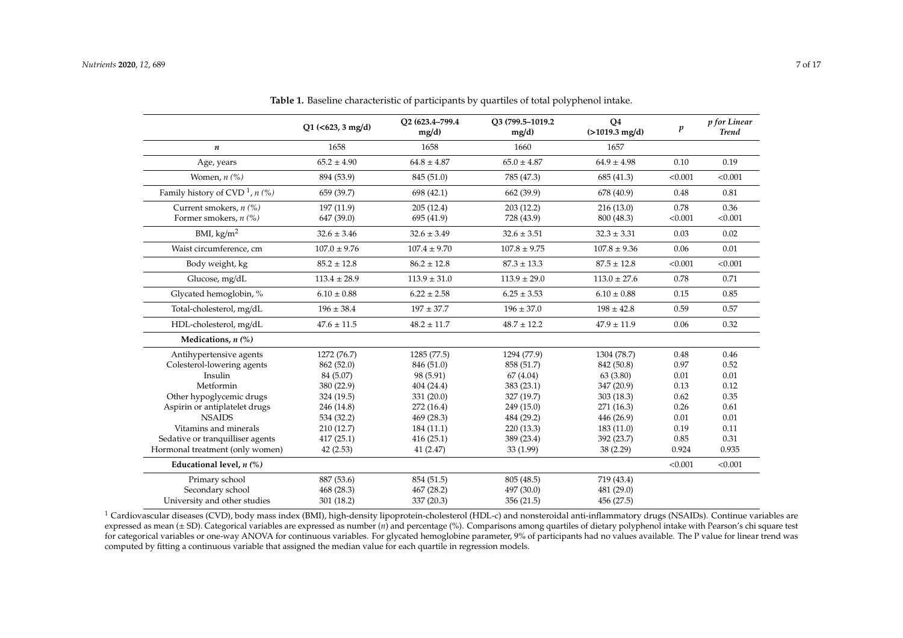**Table 1.** Baseline characteristic of participants by quartiles of total polyphenol intake.

| | Q1 (<623, 3 mg/d) | Q2 (623.4–799.4 mg/d) | Q3 (799.5–1019.2 mg/d) | Q4 (>1019.3 mg/d) | *p* | *p for Linear Trend* |
|---|---|---|---|---|---|---|
| ***n*** | 1658 | 1658 | 1660 | 1657 | | |
| Age, years | 65.2 ± 4.90 | 64.8 ± 4.87 | 65.0 ± 4.87 | 64.9 ± 4.98 | 0.10 | 0.19 |
| Women, *n (%)* | 894 (53.9) | 845 (51.0) | 785 (47.3) | 685 (41.3) | <0.001 | <0.001 |
| Family history of CVD [1], *n (%)* | 659 (39.7) | 698 (42.1) | 662 (39.9) | 678 (40.9) | 0.48 | 0.81 |
| Current smokers, *n (%)* | 197 (11.9) | 205 (12.4) | 203 (12.2) | 216 (13.0) | 0.78 | 0.36 |
| Former smokers, *n (%)* | 647 (39.0) | 695 (41.9) | 728 (43.9) | 800 (48.3) | <0.001 | <0.001 |
| BMI, kg/m$^2$ | 32.6 ± 3.46 | 32.6 ± 3.49 | 32.6 ± 3.51 | 32.3 ± 3.31 | 0.03 | 0.02 |
| Waist circumference, cm | 107.0 ± 9.76 | 107.4 ± 9.70 | 107.8 ± 9.75 | 107.8 ± 9.36 | 0.06 | 0.01 |
| Body weight, kg | 85.2 ± 12.8 | 86.2 ± 12.8 | 87.3 ± 13.3 | 87.5 ± 12.8 | <0.001 | <0.001 |
| Glucose, mg/dL | 113.4 ± 28.9 | 113.9 ± 31.0 | 113.9 ± 29.0 | 113.0 ± 27.6 | 0.78 | 0.71 |
| Glycated hemoglobin, % | 6.10 ± 0.88 | 6.22 ± 2.58 | 6.25 ± 3.53 | 6.10 ± 0.88 | 0.15 | 0.85 |
| Total-cholesterol, mg/dL | 196 ± 38.4 | 197 ± 37.7 | 196 ± 37.0 | 198 ± 42.8 | 0.59 | 0.57 |
| HDL-cholesterol, mg/dL | 47.6 ± 11.5 | 48.2 ± 11.7 | 48.7 ± 12.2 | 47.9 ± 11.9 | 0.06 | 0.32 |
| **Medications, *n (%)*** | | | | | | |
| Antihypertensive agents | 1272 (76.7) | 1285 (77.5) | 1294 (77.9) | 1304 (78.7) | 0.48 | 0.46 |
| Colesterol-lowering agents | 862 (52.0) | 846 (51.0) | 858 (51.7) | 842 (50.8) | 0.97 | 0.52 |
| Insulin | 84 (5.07) | 98 (5.91) | 67 (4.04) | 63 (3.80) | 0.01 | 0.01 |
| Metformin | 380 (22.9) | 404 (24.4) | 383 (23.1) | 347 (20.9) | 0.13 | 0.12 |
| Other hypoglycemic drugs | 324 (19.5) | 331 (20.0) | 327 (19.7) | 303 (18.3) | 0.62 | 0.35 |
| Aspirin or antiplatelet drugs | 246 (14.8) | 272 (16.4) | 249 (15.0) | 271 (16.3) | 0.26 | 0.61 |
| NSAIDS | 534 (32.2) | 469 (28.3) | 484 (29.2) | 446 (26.9) | 0.01 | 0.01 |
| Vitamins and minerals | 210 (12.7) | 184 (11.1) | 220 (13.3) | 183 (11.0) | 0.19 | 0.11 |
| Sedative or tranquilliser agents | 417 (25.1) | 416 (25.1) | 389 (23.4) | 392 (23.7) | 0.85 | 0.31 |
| Hormonal treatment (only women) | 42 (2.53) | 41 (2.47) | 33 (1.99) | 38 (2.29) | 0.924 | 0.935 |
| **Educational level, *n (%)*** | | | | | <0.001 | <0.001 |
| Primary school | 887 (53.6) | 854 (51.5) | 805 (48.5) | 719 (43.4) | | |
| Secondary school | 468 (28.3) | 467 (28.2) | 497 (30.0) | 481 (29.0) | | |
| University and other studies | 301 (18.2) | 337 (20.3) | 356 (21.5) | 456 (27.5) | | |

[1] Cardiovascular diseases (CVD), body mass index (BMI), high-density lipoprotein-cholesterol (HDL-c) and nonsteroidal anti-inflammatory drugs (NSAIDs). Continue variables are expressed as mean (± SD). Categorical variables are expressed as number (*n*) and percentage (%). Comparisons among quartiles of dietary polyphenol intake with Pearson's chi square test for categorical variables or one-way ANOVA for continuous variables. For glycated hemoglobine parameter, 9% of participants had no values available. The P value for linear trend was computed by fitting a continuous variable that assigned the median value for each quartile in regression models.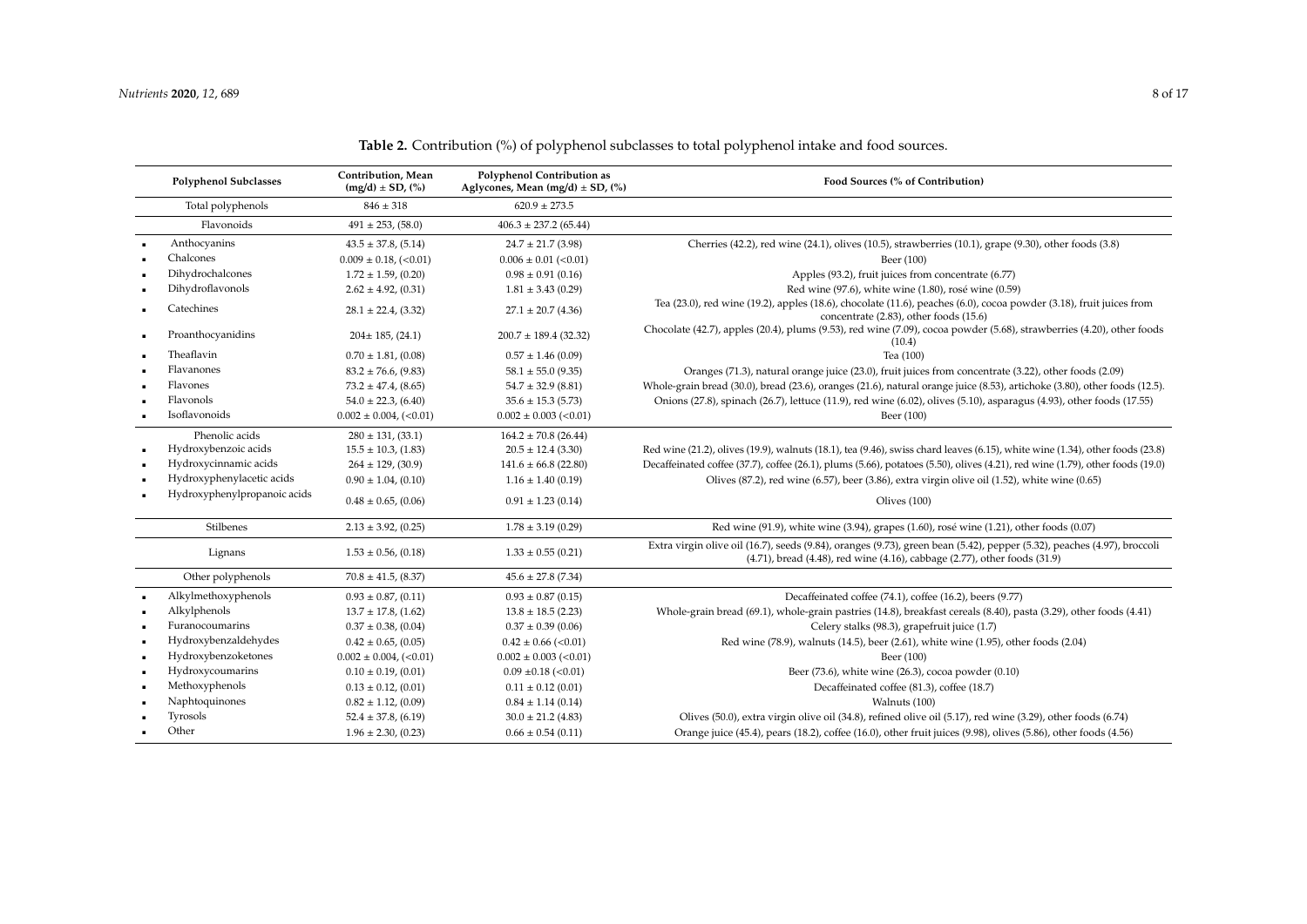**Table 2.** Contribution (%) of polyphenol subclasses to total polyphenol intake and food sources.

| Polyphenol Subclasses | Contribution, Mean (mg/d) ± SD, (%) | Polyphenol Contribution as Aglycones, Mean (mg/d) ± SD, (%) | Food Sources (% of Contribution) |
|---|---|---|---|
| Total polyphenols | 846 ± 318 | 620.9 ± 273.5 | |
| Flavonoids | 491 ± 253, (58.0) | 406.3 ± 237.2 (65.44) | |
| • Anthocyanins | 43.5 ± 37.8, (5.14) | 24.7 ± 21.7 (3.98) | Cherries (42.2), red wine (24.1), olives (10.5), strawberries (10.1), grape (9.30), other foods (3.8) |
| • Chalcones | 0.009 ± 0.18, (<0.01) | 0.006 ± 0.01 (<0.01) | Beer (100) |
| • Dihydrochalcones | 1.72 ± 1.59, (0.20) | 0.98 ± 0.91 (0.16) | Apples (93.2), fruit juices from concentrate (6.77) |
| • Dihydroflavonols | 2.62 ± 4.92, (0.31) | 1.81 ± 3.43 (0.29) | Red wine (97.6), white wine (1.80), rosé wine (0.59) |
| • Catechines | 28.1 ± 22.4, (3.32) | 27.1 ± 20.7 (4.36) | Tea (23.0), red wine (19.2), apples (18.6), chocolate (11.6), peaches (6.0), cocoa powder (3.18), fruit juices from concentrate (2.83), other foods (15.6) |
| • Proanthocyanidins | 204± 185, (24.1) | 200.7 ± 189.4 (32.32) | Chocolate (42.7), apples (20.4), plums (9.53), red wine (7.09), cocoa powder (5.68), strawberries (4.20), other foods (10.4) |
| • Theaflavin | 0.70 ± 1.81, (0.08) | 0.57 ± 1.46 (0.09) | Tea (100) |
| • Flavanones | 83.2 ± 76.6, (9.83) | 58.1 ± 55.0 (9.35) | Oranges (71.3), natural orange juice (23.0), fruit juices from concentrate (3.22), other foods (2.09) |
| • Flavones | 73.2 ± 47.4, (8.65) | 54.7 ± 32.9 (8.81) | Whole-grain bread (30.0), bread (23.6), oranges (21.6), natural orange juice (8.53), artichoke (3.80), other foods (12.5). |
| • Flavonols | 54.0 ± 22.3, (6.40) | 35.6 ± 15.3 (5.73) | Onions (27.8), spinach (26.7), lettuce (11.9), red wine (6.02), olives (5.10), asparagus (4.93), other foods (17.55) |
| • Isoflavonoids | 0.002 ± 0.004, (<0.01) | 0.002 ± 0.003 (<0.01) | Beer (100) |
| Phenolic acids | 280 ± 131, (33.1) | 164.2 ± 70.8 (26.44) | |
| • Hydroxybenzoic acids | 15.5 ± 10.3, (1.83) | 20.5 ± 12.4 (3.30) | Red wine (21.2), olives (19.9), walnuts (18.1), tea (9.46), swiss chard leaves (6.15), white wine (1.34), other foods (23.8) |
| • Hydroxycinnamic acids | 264 ± 129, (30.9) | 141.6 ± 66.8 (22.80) | Decaffeinated coffee (37.7), coffee (26.1), plums (5.66), potatoes (5.50), olives (4.21), red wine (1.79), other foods (19.0) |
| • Hydroxyphenylacetic acids | 0.90 ± 1.04, (0.10) | 1.16 ± 1.40 (0.19) | Olives (87.2), red wine (6.57), beer (3.86), extra virgin olive oil (1.52), white wine (0.65) |
| • Hydroxyphenylpropanoic acids | 0.48 ± 0.65, (0.06) | 0.91 ± 1.23 (0.14) | Olives (100) |
| Stilbenes | 2.13 ± 3.92, (0.25) | 1.78 ± 3.19 (0.29) | Red wine (91.9), white wine (3.94), grapes (1.60), rosé wine (1.21), other foods (0.07) |
| Lignans | 1.53 ± 0.56, (0.18) | 1.33 ± 0.55 (0.21) | Extra virgin olive oil (16.7), seeds (9.84), oranges (9.73), green bean (5.42), pepper (5.32), peaches (4.97), broccoli (4.71), bread (4.48), red wine (4.16), cabbage (2.77), other foods (31.9) |
| Other polyphenols | 70.8 ± 41.5, (8.37) | 45.6 ± 27.8 (7.34) | |
| • Alkylmethoxyphenols | 0.93 ± 0.87, (0.11) | 0.93 ± 0.87 (0.15) | Decaffeinated coffee (74.1), coffee (16.2), beers (9.77) |
| • Alkylphenols | 13.7 ± 17.8, (1.62) | 13.8 ± 18.5 (2.23) | Whole-grain bread (69.1), whole-grain pastries (14.8), breakfast cereals (8.40), pasta (3.29), other foods (4.41) |
| • Furanocoumarins | 0.37 ± 0.38, (0.04) | 0.37 ± 0.39 (0.06) | Celery stalks (98.3), grapefruit juice (1.7) |
| • Hydroxybenzaldehydes | 0.42 ± 0.65, (0.05) | 0.42 ± 0.66 (<0.01) | Red wine (78.9), walnuts (14.5), beer (2.61), white wine (1.95), other foods (2.04) |
| • Hydroxybenzoketones | 0.002 ± 0.004, (<0.01) | 0.002 ± 0.003 (<0.01) | Beer (100) |
| • Hydroxycoumarins | 0.10 ± 0.19, (0.01) | 0.09 ±0.18 (<0.01) | Beer (73.6), white wine (26.3), cocoa powder (0.10) |
| • Methoxyphenols | 0.13 ± 0.12, (0.01) | 0.11 ± 0.12 (0.01) | Decaffeinated coffee (81.3), coffee (18.7) |
| • Naphtoquinones | 0.82 ± 1.12, (0.09) | 0.84 ± 1.14 (0.14) | Walnuts (100) |
| • Tyrosols | 52.4 ± 37.8, (6.19) | 30.0 ± 21.2 (4.83) | Olives (50.0), extra virgin olive oil (34.8), refined olive oil (5.17), red wine (3.29), other foods (6.74) |
| • Other | 1.96 ± 2.30, (0.23) | 0.66 ± 0.54 (0.11) | Orange juice (45.4), pears (18.2), coffee (16.0), other fruit juices (9.98), olives (5.86), other foods (4.56) |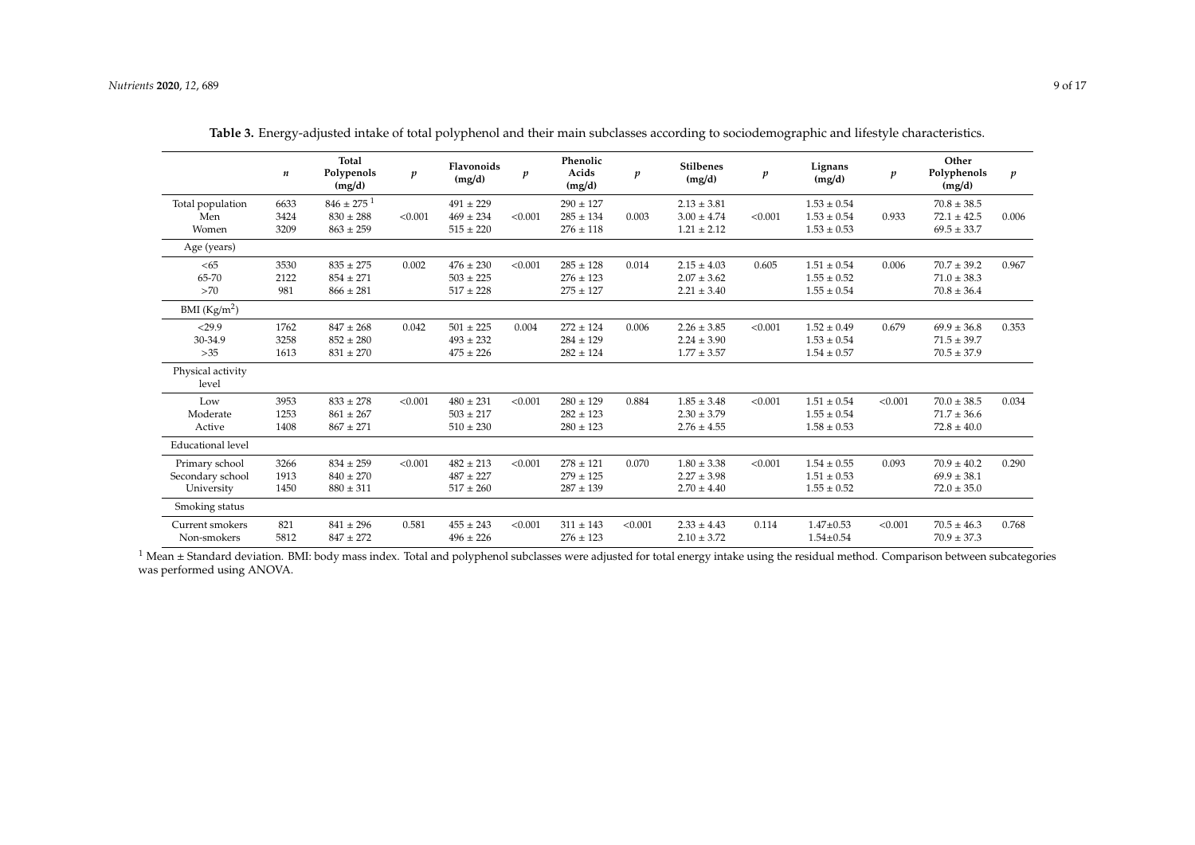**Table 3.** Energy-adjusted intake of total polyphenol and their main subclasses according to sociodemographic and lifestyle characteristics.

| | *n* | Total Polypenols (mg/d) | *p* | Flavonoids (mg/d) | *p* | Phenolic Acids (mg/d) | *p* | Stilbenes (mg/d) | *p* | Lignans (mg/d) | *p* | Other Polyphenols (mg/d) | *p* |
|---|---|---|---|---|---|---|---|---|---|---|---|---|---|
| Total population | 6633 | 846 ± 275 [1] | | 491 ± 229 | | 290 ± 127 | | 2.13 ± 3.81 | | 1.53 ± 0.54 | | 70.8 ± 38.5 | |
| Men | 3424 | 830 ± 288 | <0.001 | 469 ± 234 | <0.001 | 285 ± 134 | 0.003 | 3.00 ± 4.74 | <0.001 | 1.53 ± 0.54 | 0.933 | 72.1 ± 42.5 | 0.006 |
| Women | 3209 | 863 ± 259 | | 515 ± 220 | | 276 ± 118 | | 1.21 ± 2.12 | | 1.53 ± 0.53 | | 69.5 ± 33.7 | |
| Age (years) | | | | | | | | | | | | | |
| <65 | 3530 | 835 ± 275 | 0.002 | 476 ± 230 | <0.001 | 285 ± 128 | 0.014 | 2.15 ± 4.03 | 0.605 | 1.51 ± 0.54 | 0.006 | 70.7 ± 39.2 | 0.967 |
| 65-70 | 2122 | 854 ± 271 | | 503 ± 225 | | 276 ± 123 | | 2.07 ± 3.62 | | 1.55 ± 0.52 | | 71.0 ± 38.3 | |
| >70 | 981 | 866 ± 281 | | 517 ± 228 | | 275 ± 127 | | 2.21 ± 3.40 | | 1.55 ± 0.54 | | 70.8 ± 36.4 | |
| BMI (Kg/m$^2$) | | | | | | | | | | | | | |
| <29.9 | 1762 | 847 ± 268 | 0.042 | 501 ± 225 | 0.004 | 272 ± 124 | 0.006 | 2.26 ± 3.85 | <0.001 | 1.52 ± 0.49 | 0.679 | 69.9 ± 36.8 | 0.353 |
| 30-34.9 | 3258 | 852 ± 280 | | 493 ± 232 | | 284 ± 129 | | 2.24 ± 3.90 | | 1.53 ± 0.54 | | 71.5 ± 39.7 | |
| >35 | 1613 | 831 ± 270 | | 475 ± 226 | | 282 ± 124 | | 1.77 ± 3.57 | | 1.54 ± 0.57 | | 70.5 ± 37.9 | |
| Physical activity level | | | | | | | | | | | | | |
| Low | 3953 | 833 ± 278 | <0.001 | 480 ± 231 | <0.001 | 280 ± 129 | 0.884 | 1.85 ± 3.48 | <0.001 | 1.51 ± 0.54 | <0.001 | 70.0 ± 38.5 | 0.034 |
| Moderate | 1253 | 861 ± 267 | | 503 ± 217 | | 282 ± 123 | | 2.30 ± 3.79 | | 1.55 ± 0.54 | | 71.7 ± 36.6 | |
| Active | 1408 | 867 ± 271 | | 510 ± 230 | | 280 ± 123 | | 2.76 ± 4.55 | | 1.58 ± 0.53 | | 72.8 ± 40.0 | |
| Educational level | | | | | | | | | | | | | |
| Primary school | 3266 | 834 ± 259 | <0.001 | 482 ± 213 | <0.001 | 278 ± 121 | 0.070 | 1.80 ± 3.38 | <0.001 | 1.54 ± 0.55 | 0.093 | 70.9 ± 40.2 | 0.290 |
| Secondary school | 1913 | 840 ± 270 | | 487 ± 227 | | 279 ± 125 | | 2.27 ± 3.98 | | 1.51 ± 0.53 | | 69.9 ± 38.1 | |
| University | 1450 | 880 ± 311 | | 517 ± 260 | | 287 ± 139 | | 2.70 ± 4.40 | | 1.55 ± 0.52 | | 72.0 ± 35.0 | |
| Smoking status | | | | | | | | | | | | | |
| Current smokers | 821 | 841 ± 296 | 0.581 | 455 ± 243 | <0.001 | 311 ± 143 | <0.001 | 2.33 ± 4.43 | 0.114 | 1.47±0.53 | <0.001 | 70.5 ± 46.3 | 0.768 |
| Non-smokers | 5812 | 847 ± 272 | | 496 ± 226 | | 276 ± 123 | | 2.10 ± 3.72 | | 1.54±0.54 | | 70.9 ± 37.3 | |

[1] Mean ± Standard deviation. BMI: body mass index. Total and polyphenol subclasses were adjusted for total energy intake using the residual method. Comparison between subcategories was performed using ANOVA.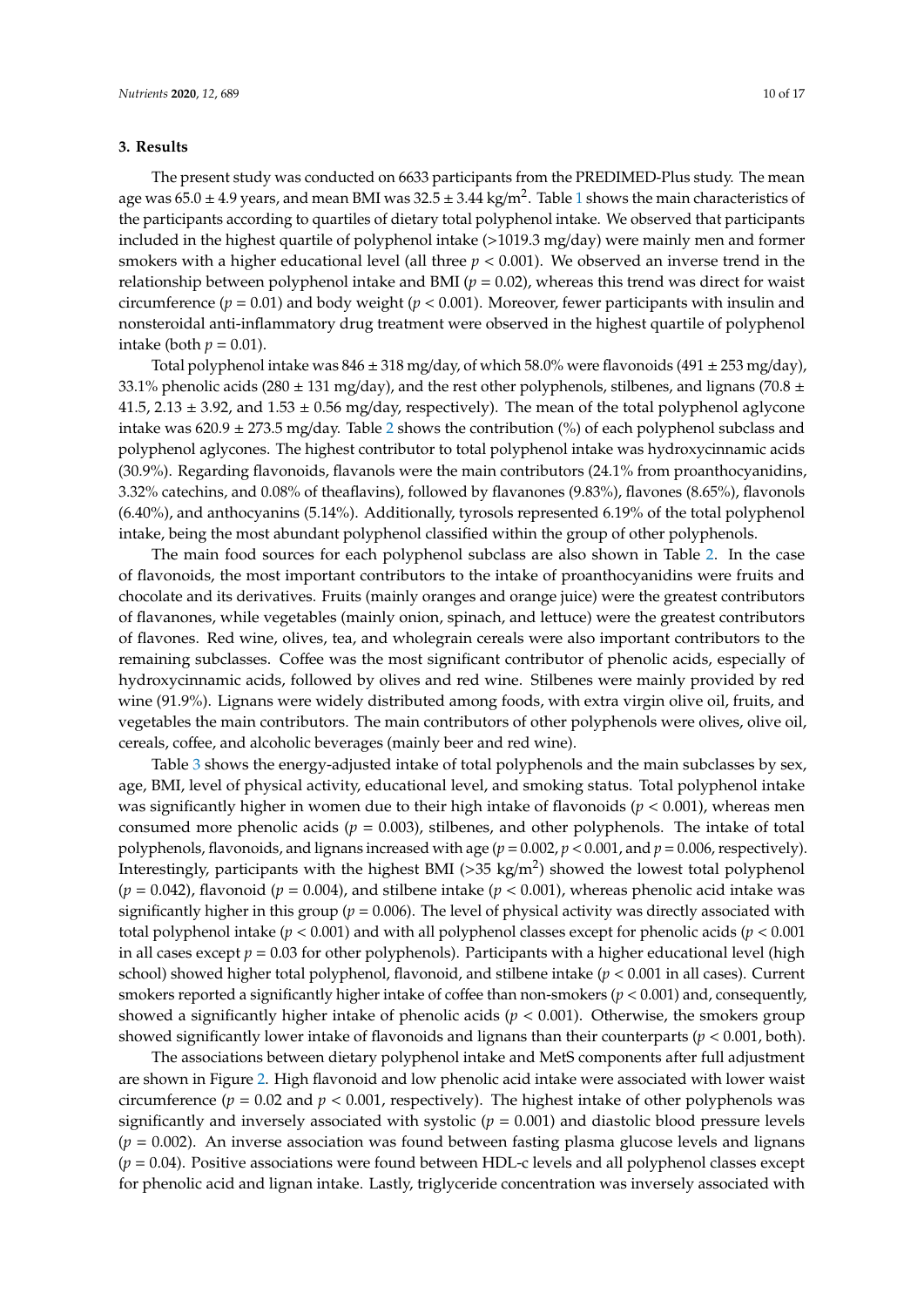## 3. Results

The present study was conducted on 6633 participants from the PREDIMED-Plus study. The mean age was 65.0 ± 4.9 years, and mean BMI was 32.5 ± 3.44 kg/m$^2$. Table 1 shows the main characteristics of the participants according to quartiles of dietary total polyphenol intake. We observed that participants included in the highest quartile of polyphenol intake (>1019.3 mg/day) were mainly men and former smokers with a higher educational level (all three $p < 0.001$). We observed an inverse trend in the relationship between polyphenol intake and BMI ($p = 0.02$), whereas this trend was direct for waist circumference ($p = 0.01$) and body weight ($p < 0.001$). Moreover, fewer participants with insulin and nonsteroidal anti-inflammatory drug treatment were observed in the highest quartile of polyphenol intake (both $p = 0.01$).

Total polyphenol intake was 846 ± 318 mg/day, of which 58.0% were flavonoids (491 ± 253 mg/day), 33.1% phenolic acids (280 ± 131 mg/day), and the rest other polyphenols, stilbenes, and lignans (70.8 ± 41.5, 2.13 ± 3.92, and 1.53 ± 0.56 mg/day, respectively). The mean of the total polyphenol aglycone intake was 620.9 ± 273.5 mg/day. Table 2 shows the contribution (%) of each polyphenol subclass and polyphenol aglycones. The highest contributor to total polyphenol intake was hydroxycinnamic acids (30.9%). Regarding flavonoids, flavanols were the main contributors (24.1% from proanthocyanidins, 3.32% catechins, and 0.08% of theaflavins), followed by flavanones (9.83%), flavones (8.65%), flavonols (6.40%), and anthocyanins (5.14%). Additionally, tyrosols represented 6.19% of the total polyphenol intake, being the most abundant polyphenol classified within the group of other polyphenols.

The main food sources for each polyphenol subclass are also shown in Table 2. In the case of flavonoids, the most important contributors to the intake of proanthocyanidins were fruits and chocolate and its derivatives. Fruits (mainly oranges and orange juice) were the greatest contributors of flavanones, while vegetables (mainly onion, spinach, and lettuce) were the greatest contributors of flavones. Red wine, olives, tea, and wholegrain cereals were also important contributors to the remaining subclasses. Coffee was the most significant contributor of phenolic acids, especially of hydroxycinnamic acids, followed by olives and red wine. Stilbenes were mainly provided by red wine (91.9%). Lignans were widely distributed among foods, with extra virgin olive oil, fruits, and vegetables the main contributors. The main contributors of other polyphenols were olives, olive oil, cereals, coffee, and alcoholic beverages (mainly beer and red wine).

Table 3 shows the energy-adjusted intake of total polyphenols and the main subclasses by sex, age, BMI, level of physical activity, educational level, and smoking status. Total polyphenol intake was significantly higher in women due to their high intake of flavonoids ($p < 0.001$), whereas men consumed more phenolic acids ($p = 0.003$), stilbenes, and other polyphenols. The intake of total polyphenols, flavonoids, and lignans increased with age ($p = 0.002$, $p < 0.001$, and $p = 0.006$, respectively). Interestingly, participants with the highest BMI (>35 kg/m$^2$) showed the lowest total polyphenol ($p = 0.042$), flavonoid ($p = 0.004$), and stilbene intake ($p < 0.001$), whereas phenolic acid intake was significantly higher in this group ($p = 0.006$). The level of physical activity was directly associated with total polyphenol intake ($p < 0.001$) and with all polyphenol classes except for phenolic acids ($p < 0.001$ in all cases except $p = 0.03$ for other polyphenols). Participants with a higher educational level (high school) showed higher total polyphenol, flavonoid, and stilbene intake ($p < 0.001$ in all cases). Current smokers reported a significantly higher intake of coffee than non-smokers ($p < 0.001$) and, consequently, showed a significantly higher intake of phenolic acids ($p < 0.001$). Otherwise, the smokers group showed significantly lower intake of flavonoids and lignans than their counterparts ($p < 0.001$, both).

The associations between dietary polyphenol intake and MetS components after full adjustment are shown in Figure 2. High flavonoid and low phenolic acid intake were associated with lower waist circumference ($p = 0.02$ and $p < 0.001$, respectively). The highest intake of other polyphenols was significantly and inversely associated with systolic ($p = 0.001$) and diastolic blood pressure levels ($p = 0.002$). An inverse association was found between fasting plasma glucose levels and lignans ($p = 0.04$). Positive associations were found between HDL-c levels and all polyphenol classes except for phenolic acid and lignan intake. Lastly, triglyceride concentration was inversely associated with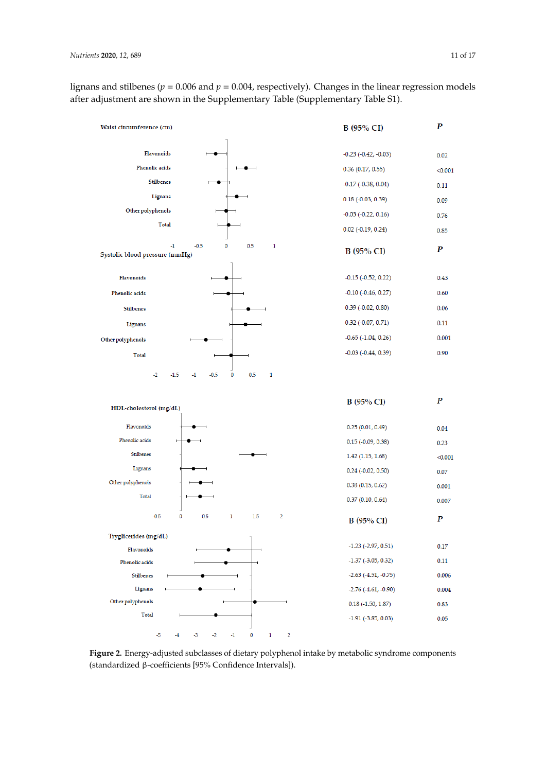lignans and stilbenes ($p = 0.006$ and $p = 0.004$, respectively). Changes in the linear regression models after adjustment are shown in the Supplementary Table (Supplementary Table S1).

**Waist circumference (cm)**

| | B (95% CI) | P |
|---|---|---|
| Flavonoids | -0.23 (-0.42, -0.03) | 0.02 |
| Phenolic acids | 0.36 (0.17, 0.55) | <0.001 |
| Stilbenes | -0.17 (-0.38, 0.04) | 0.11 |
| Lignans | 0.18 (-0.03, 0.39) | 0.09 |
| Other polyphenols | -0.03 (-0.22, 0.16) | 0.76 |
| Total | 0.02 (-0.19, 0.24) | 0.85 |

**Systolic blood pressure (mmHg)**

| | B (95% CI) | P |
|---|---|---|
| Flavonoids | -0.15 (-0.52, 0.22) | 0.43 |
| Phenolic acids | -0.10 (-0.46, 0.27) | 0.60 |
| Stilbenes | 0.39 (-0.02, 0.80) | 0.06 |
| Lignans | 0.32 (-0.07, 0.71) | 0.11 |
| Other polyphenols | -0.65 (-1.04, 0.26) | 0.001 |
| Total | -0.03 (-0.44, 0.39) | 0.90 |

**HDL-cholesterol (mg/dL)**

| | B (95% CI) | P |
|---|---|---|
| Flavonoids | 0.25 (0.01, 0.49) | 0.04 |
| Phenolic acids | 0.15 (-0.09, 0.38) | 0.23 |
| Stilbenes | 1.42 (1.15, 1.68) | <0.001 |
| Lignans | 0.24 (-0.02, 0.50) | 0.07 |
| Other polyphenols | 0.38 (0.15, 0.62) | 0.001 |
| Total | 0.37 (0.10, 0.64) | 0.007 |

**Tryglicerides (mg/dL)**

| | B (95% CI) | P |
|---|---|---|
| Flavonoids | -1.23 (-2.97, 0.51) | 0.17 |
| Phenolic acids | -1.37 (-3.05, 0.32) | 0.11 |
| Stilbenes | -2.63 (-4.51, -0.75) | 0.006 |
| Lignans | -2.76 (-4.61, -0.90) | 0.004 |
| Other polyphenols | 0.18 (-1.50, 1.87) | 0.83 |
| Total | -1.91 (-3.85, 0.03) | 0.05 |

**Figure 2.** Energy-adjusted subclasses of dietary polyphenol intake by metabolic syndrome components (standardized β-coefficients [95% Confidence Intervals]).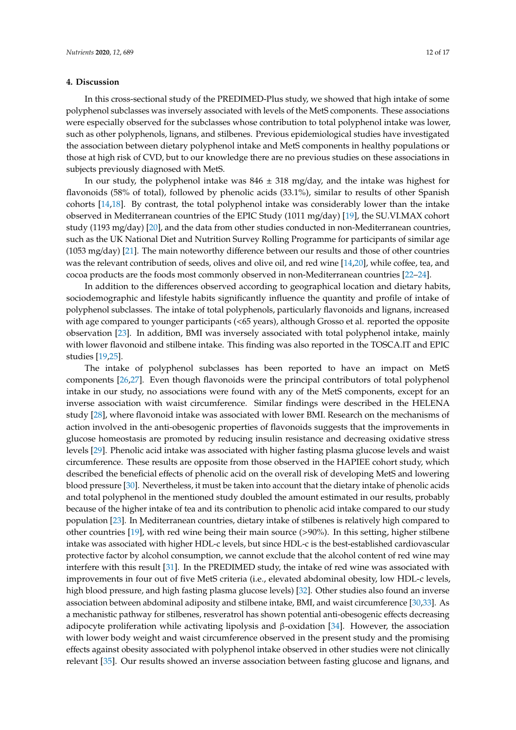## 4. Discussion

In this cross-sectional study of the PREDIMED-Plus study, we showed that high intake of some polyphenol subclasses was inversely associated with levels of the MetS components. These associations were especially observed for the subclasses whose contribution to total polyphenol intake was lower, such as other polyphenols, lignans, and stilbenes. Previous epidemiological studies have investigated the association between dietary polyphenol intake and MetS components in healthy populations or those at high risk of CVD, but to our knowledge there are no previous studies on these associations in subjects previously diagnosed with MetS.

In our study, the polyphenol intake was 846 ± 318 mg/day, and the intake was highest for flavonoids (58% of total), followed by phenolic acids (33.1%), similar to results of other Spanish cohorts [14,18]. By contrast, the total polyphenol intake was considerably lower than the intake observed in Mediterranean countries of the EPIC Study (1011 mg/day) [19], the SU.VI.MAX cohort study (1193 mg/day) [20], and the data from other studies conducted in non-Mediterranean countries, such as the UK National Diet and Nutrition Survey Rolling Programme for participants of similar age (1053 mg/day) [21]. The main noteworthy difference between our results and those of other countries was the relevant contribution of seeds, olives and olive oil, and red wine [14,20], while coffee, tea, and cocoa products are the foods most commonly observed in non-Mediterranean countries [22–24].

In addition to the differences observed according to geographical location and dietary habits, sociodemographic and lifestyle habits significantly influence the quantity and profile of intake of polyphenol subclasses. The intake of total polyphenols, particularly flavonoids and lignans, increased with age compared to younger participants (<65 years), although Grosso et al. reported the opposite observation [23]. In addition, BMI was inversely associated with total polyphenol intake, mainly with lower flavonoid and stilbene intake. This finding was also reported in the TOSCA.IT and EPIC studies [19,25].

The intake of polyphenol subclasses has been reported to have an impact on MetS components [26,27]. Even though flavonoids were the principal contributors of total polyphenol intake in our study, no associations were found with any of the MetS components, except for an inverse association with waist circumference. Similar findings were described in the HELENA study [28], where flavonoid intake was associated with lower BMI. Research on the mechanisms of action involved in the anti-obesogenic properties of flavonoids suggests that the improvements in glucose homeostasis are promoted by reducing insulin resistance and decreasing oxidative stress levels [29]. Phenolic acid intake was associated with higher fasting plasma glucose levels and waist circumference. These results are opposite from those observed in the HAPIEE cohort study, which described the beneficial effects of phenolic acid on the overall risk of developing MetS and lowering blood pressure [30]. Nevertheless, it must be taken into account that the dietary intake of phenolic acids and total polyphenol in the mentioned study doubled the amount estimated in our results, probably because of the higher intake of tea and its contribution to phenolic acid intake compared to our study population [23]. In Mediterranean countries, dietary intake of stilbenes is relatively high compared to other countries [19], with red wine being their main source (>90%). In this setting, higher stilbene intake was associated with higher HDL-c levels, but since HDL-c is the best-established cardiovascular protective factor by alcohol consumption, we cannot exclude that the alcohol content of red wine may interfere with this result [31]. In the PREDIMED study, the intake of red wine was associated with improvements in four out of five MetS criteria (i.e., elevated abdominal obesity, low HDL-c levels, high blood pressure, and high fasting plasma glucose levels) [32]. Other studies also found an inverse association between abdominal adiposity and stilbene intake, BMI, and waist circumference [30,33]. As a mechanistic pathway for stilbenes, resveratrol has shown potential anti-obesogenic effects decreasing adipocyte proliferation while activating lipolysis and β-oxidation [34]. However, the association with lower body weight and waist circumference observed in the present study and the promising effects against obesity associated with polyphenol intake observed in other studies were not clinically relevant [35]. Our results showed an inverse association between fasting glucose and lignans, and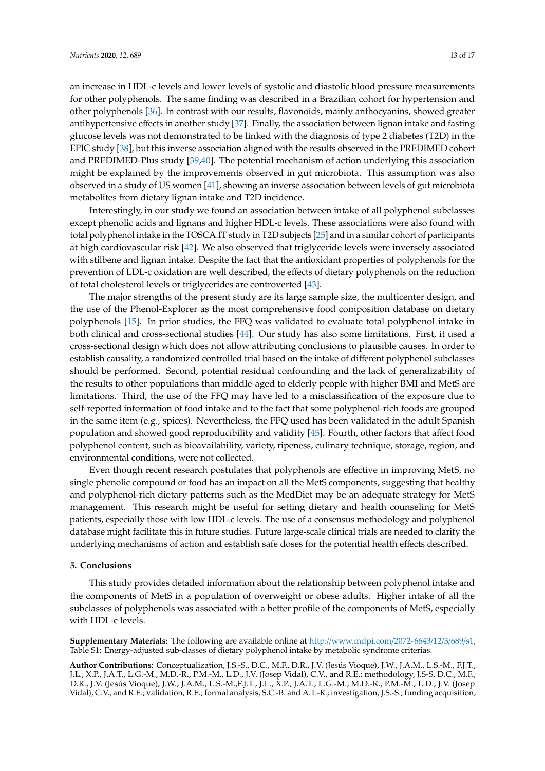an increase in HDL-c levels and lower levels of systolic and diastolic blood pressure measurements for other polyphenols. The same finding was described in a Brazilian cohort for hypertension and other polyphenols [36]. In contrast with our results, flavonoids, mainly anthocyanins, showed greater antihypertensive effects in another study [37]. Finally, the association between lignan intake and fasting glucose levels was not demonstrated to be linked with the diagnosis of type 2 diabetes (T2D) in the EPIC study [38], but this inverse association aligned with the results observed in the PREDIMED cohort and PREDIMED-Plus study [39,40]. The potential mechanism of action underlying this association might be explained by the improvements observed in gut microbiota. This assumption was also observed in a study of US women [41], showing an inverse association between levels of gut microbiota metabolites from dietary lignan intake and T2D incidence.

Interestingly, in our study we found an association between intake of all polyphenol subclasses except phenolic acids and lignans and higher HDL-c levels. These associations were also found with total polyphenol intake in the TOSCA.IT study in T2D subjects [25] and in a similar cohort of participants at high cardiovascular risk [42]. We also observed that triglyceride levels were inversely associated with stilbene and lignan intake. Despite the fact that the antioxidant properties of polyphenols for the prevention of LDL-c oxidation are well described, the effects of dietary polyphenols on the reduction of total cholesterol levels or triglycerides are controverted [43].

The major strengths of the present study are its large sample size, the multicenter design, and the use of the Phenol-Explorer as the most comprehensive food composition database on dietary polyphenols [15]. In prior studies, the FFQ was validated to evaluate total polyphenol intake in both clinical and cross-sectional studies [44]. Our study has also some limitations. First, it used a cross-sectional design which does not allow attributing conclusions to plausible causes. In order to establish causality, a randomized controlled trial based on the intake of different polyphenol subclasses should be performed. Second, potential residual confounding and the lack of generalizability of the results to other populations than middle-aged to elderly people with higher BMI and MetS are limitations. Third, the use of the FFQ may have led to a misclassification of the exposure due to self-reported information of food intake and to the fact that some polyphenol-rich foods are grouped in the same item (e.g., spices). Nevertheless, the FFQ used has been validated in the adult Spanish population and showed good reproducibility and validity [45]. Fourth, other factors that affect food polyphenol content, such as bioavailability, variety, ripeness, culinary technique, storage, region, and environmental conditions, were not collected.

Even though recent research postulates that polyphenols are effective in improving MetS, no single phenolic compound or food has an impact on all the MetS components, suggesting that healthy and polyphenol-rich dietary patterns such as the MedDiet may be an adequate strategy for MetS management. This research might be useful for setting dietary and health counseling for MetS patients, especially those with low HDL-c levels. The use of a consensus methodology and polyphenol database might facilitate this in future studies. Future large-scale clinical trials are needed to clarify the underlying mechanisms of action and establish safe doses for the potential health effects described.

## 5. Conclusions

This study provides detailed information about the relationship between polyphenol intake and the components of MetS in a population of overweight or obese adults. Higher intake of all the subclasses of polyphenols was associated with a better profile of the components of MetS, especially with HDL-c levels.

**Supplementary Materials:** The following are available online at http://www.mdpi.com/2072-6643/12/3/689/s1, Table S1: Energy-adjusted sub-classes of dietary polyphenol intake by metabolic syndrome criterias.

**Author Contributions:** Conceptualization, J.S.-S., D.C., M.F., D.R., J.V. (Jesús Vioque), J.W., J.A.M., L.S.-M., F.J.T., J.L., X.P., J.A.T., L.G.-M., M.D.-R., P.M.-M., L.D., J.V. (Josep Vidal), C.V., and R.E.; methodology, J.S-S, D.C., M.F., D.R., J.V. (Jesús Vioque), J.W., J.A.M., L.S.-M.,F.J.T., J.L., X.P., J.A.T., L.G.-M., M.D.-R., P.M.-M., L.D., J.V. (Josep Vidal), C.V., and R.E.; validation, R.E.; formal analysis, S.C.-B. and A.T.-R.; investigation, J.S.-S.; funding acquisition,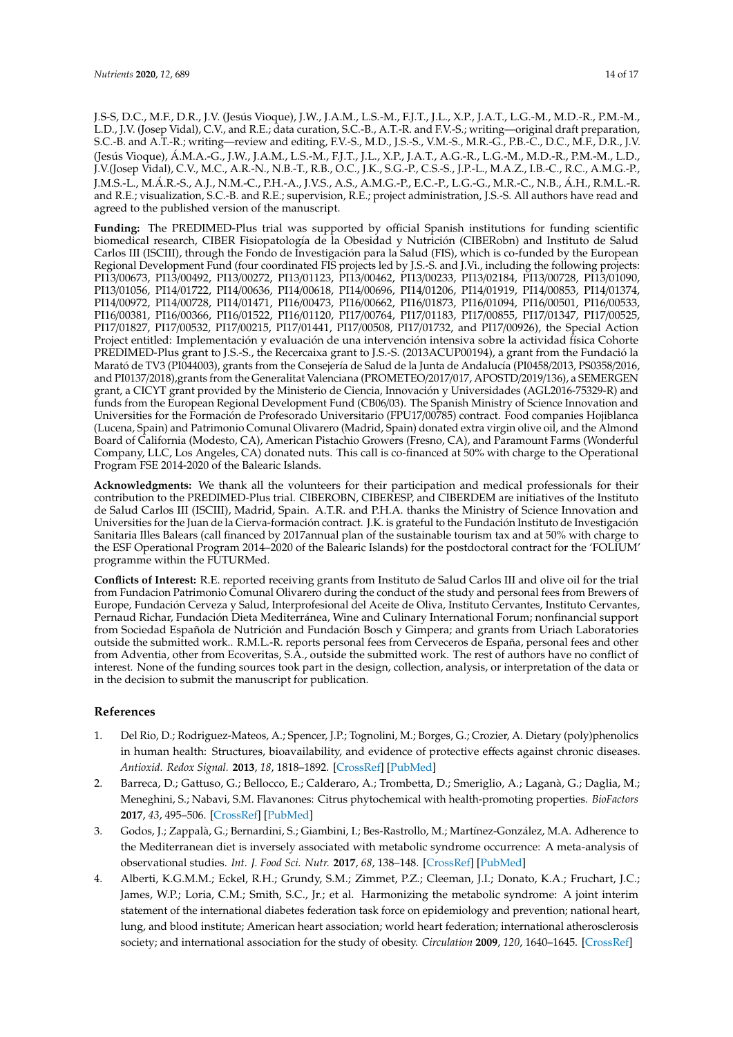J.S-S, D.C., M.F., D.R., J.V. (Jesús Vioque), J.W., J.A.M., L.S.-M., F.J.T., J.L., X.P., J.A.T., L.G.-M., M.D.-R., P.M.-M., L.D., J.V. (Josep Vidal), C.V., and R.E.; data curation, S.C.-B., A.T.-R. and F.V.-S.; writing—original draft preparation, S.C.-B. and A.T.-R.; writing—review and editing, F.V.-S., M.D., J.S.-S., V.M.-S., M.R.-G., P.B.-C., D.C., M.F., D.R., J.V. (Jesús Vioque), Á.M.A.-G., J.W., J.A.M., L.S.-M., F.J.T., J.L., X.P., J.A.T., A.G.-R., L.G.-M., M.D.-R., P.M.-M., L.D., J.V.(Josep Vidal), C.V., M.C., A.R.-N., N.B.-T., R.B., O.C., J.K., S.G.-P., C.S.-S., J.P.-L., M.A.Z., I.B.-C., R.C., A.M.G.-P., J.M.S.-L., M.Á.R.-S., A.J., N.M.-C., P.H.-A., J.V.S., A.S., A.M.G.-P., E.C.-P., L.G.-G., M.R.-C., N.B., Á.H., R.M.L.-R. and R.E.; visualization, S.C.-B. and R.E.; supervision, R.E.; project administration, J.S.-S. All authors have read and agreed to the published version of the manuscript.

**Funding:** The PREDIMED-Plus trial was supported by official Spanish institutions for funding scientific biomedical research, CIBER Fisiopatología de la Obesidad y Nutrición (CIBERobn) and Instituto de Salud Carlos III (ISCIII), through the Fondo de Investigación para la Salud (FIS), which is co-funded by the European Regional Development Fund (four coordinated FIS projects led by J.S.-S. and J.Vi., including the following projects: PI13/00673, PI13/00492, PI13/00272, PI13/01123, PI13/00462, PI13/00233, PI13/02184, PI13/00728, PI13/01090, PI13/01056, PI14/01722, PI14/00636, PI14/00618, PI14/00696, PI14/01206, PI14/01919, PI14/00853, PI14/01374, PI14/00972, PI14/00728, PI14/01471, PI16/00473, PI16/00662, PI16/01873, PI16/01094, PI16/00501, PI16/00533, PI16/00381, PI16/00366, PI16/01522, PI16/01120, PI17/00764, PI17/01183, PI17/00855, PI17/01347, PI17/00525, PI17/01827, PI17/00532, PI17/00215, PI17/01441, PI17/00508, PI17/01732, and PI17/00926), the Special Action Project entitled: Implementación y evaluación de una intervención intensiva sobre la actividad física Cohorte PREDIMED-Plus grant to J.S.-S., the Recercaixa grant to J.S.-S. (2013ACUP00194), a grant from the Fundació la Marató de TV3 (PI044003), grants from the Consejería de Salud de la Junta de Andalucía (PI0458/2013, PS0358/2016, and PI0137/2018),grants from the Generalitat Valenciana (PROMETEO/2017/017, APOSTD/2019/136), a SEMERGEN grant, a CICYT grant provided by the Ministerio de Ciencia, Innovación y Universidades (AGL2016-75329-R) and funds from the European Regional Development Fund (CB06/03). The Spanish Ministry of Science Innovation and Universities for the Formación de Profesorado Universitario (FPU17/00785) contract. Food companies Hojiblanca (Lucena, Spain) and Patrimonio Comunal Olivarero (Madrid, Spain) donated extra virgin olive oil, and the Almond Board of California (Modesto, CA), American Pistachio Growers (Fresno, CA), and Paramount Farms (Wonderful Company, LLC, Los Angeles, CA) donated nuts. This call is co-financed at 50% with charge to the Operational Program FSE 2014-2020 of the Balearic Islands.

**Acknowledgments:** We thank all the volunteers for their participation and medical professionals for their contribution to the PREDIMED-Plus trial. CIBEROBN, CIBERESP, and CIBERDEM are initiatives of the Instituto de Salud Carlos III (ISCIII), Madrid, Spain. A.T.R. and P.H.A. thanks the Ministry of Science Innovation and Universities for the Juan de la Cierva-formación contract. J.K. is grateful to the Fundación Instituto de Investigación Sanitaria Illes Balears (call financed by 2017annual plan of the sustainable tourism tax and at 50% with charge to the ESF Operational Program 2014–2020 of the Balearic Islands) for the postdoctoral contract for the 'FOLIUM' programme within the FUTURMed.

**Conflicts of Interest:** R.E. reported receiving grants from Instituto de Salud Carlos III and olive oil for the trial from Fundacion Patrimonio Comunal Olivarero during the conduct of the study and personal fees from Brewers of Europe, Fundación Cerveza y Salud, Interprofesional del Aceite de Oliva, Instituto Cervantes, Instituto Cervantes, Pernaud Richar, Fundación Dieta Mediterránea, Wine and Culinary International Forum; nonfinancial support from Sociedad Española de Nutrición and Fundación Bosch y Gimpera; and grants from Uriach Laboratories outside the submitted work.. R.M.L.-R. reports personal fees from Cerveceros de España, personal fees and other from Adventia, other from Ecoveritas, S.A., outside the submitted work. The rest of authors have no conflict of interest. None of the funding sources took part in the design, collection, analysis, or interpretation of the data or in the decision to submit the manuscript for publication.

## References

1. Del Rio, D.; Rodriguez-Mateos, A.; Spencer, J.P.; Tognolini, M.; Borges, G.; Crozier, A. Dietary (poly)phenolics in human health: Structures, bioavailability, and evidence of protective effects against chronic diseases. *Antioxid. Redox Signal.* **2013**, *18*, 1818–1892. [CrossRef] [PubMed]
2. Barreca, D.; Gattuso, G.; Bellocco, E.; Calderaro, A.; Trombetta, D.; Smeriglio, A.; Laganà, G.; Daglia, M.; Meneghini, S.; Nabavi, S.M. Flavanones: Citrus phytochemical with health-promoting properties. *BioFactors* **2017**, *43*, 495–506. [CrossRef] [PubMed]
3. Godos, J.; Zappalà, G.; Bernardini, S.; Giambini, I.; Bes-Rastrollo, M.; Martínez-González, M.A. Adherence to the Mediterranean diet is inversely associated with metabolic syndrome occurrence: A meta-analysis of observational studies. *Int. J. Food Sci. Nutr.* **2017**, *68*, 138–148. [CrossRef] [PubMed]
4. Alberti, K.G.M.M.; Eckel, R.H.; Grundy, S.M.; Zimmet, P.Z.; Cleeman, J.I.; Donato, K.A.; Fruchart, J.C.; James, W.P.; Loria, C.M.; Smith, S.C., Jr.; et al. Harmonizing the metabolic syndrome: A joint interim statement of the international diabetes federation task force on epidemiology and prevention; national heart, lung, and blood institute; American heart association; world heart federation; international atherosclerosis society; and international association for the study of obesity. *Circulation* **2009**, *120*, 1640–1645. [CrossRef]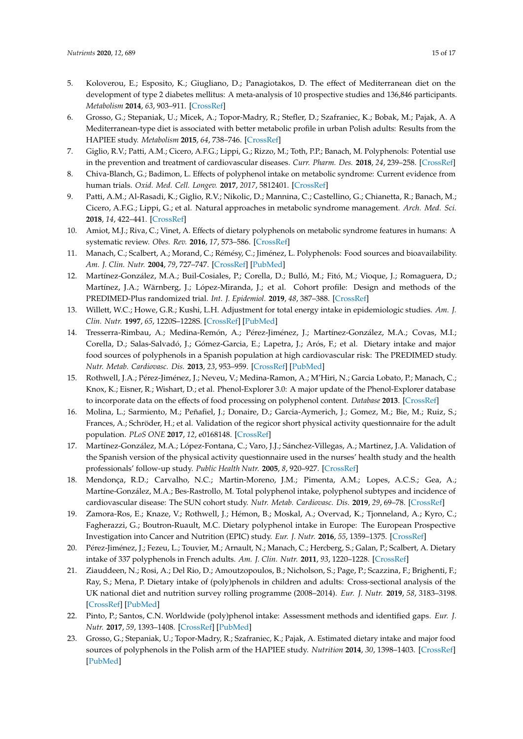5. Koloverou, E.; Esposito, K.; Giugliano, D.; Panagiotakos, D. The effect of Mediterranean diet on the development of type 2 diabetes mellitus: A meta-analysis of 10 prospective studies and 136,846 participants. *Metabolism* **2014**, *63*, 903–911. [CrossRef]
6. Grosso, G.; Stepaniak, U.; Micek, A.; Topor-Madry, R.; Stefler, D.; Szafraniec, K.; Bobak, M.; Pajak, A. A Mediterranean-type diet is associated with better metabolic profile in urban Polish adults: Results from the HAPIEE study. *Metabolism* **2015**, *64*, 738–746. [CrossRef]
7. Giglio, R.V.; Patti, A.M.; Cicero, A.F.G.; Lippi, G.; Rizzo, M.; Toth, P.P.; Banach, M. Polyphenols: Potential use in the prevention and treatment of cardiovascular diseases. *Curr. Pharm. Des.* **2018**, *24*, 239–258. [CrossRef]
8. Chiva-Blanch, G.; Badimon, L. Effects of polyphenol intake on metabolic syndrome: Current evidence from human trials. *Oxid. Med. Cell. Longev.* **2017**, *2017*, 5812401. [CrossRef]
9. Patti, A.M.; Al-Rasadi, K.; Giglio, R.V.; Nikolic, D.; Mannina, C.; Castellino, G.; Chianetta, R.; Banach, M.; Cicero, A.F.G.; Lippi, G.; et al. Natural approaches in metabolic syndrome management. *Arch. Med. Sci.* **2018**, *14*, 422–441. [CrossRef]
10. Amiot, M.J.; Riva, C.; Vinet, A. Effects of dietary polyphenols on metabolic syndrome features in humans: A systematic review. *Obes. Rev.* **2016**, *17*, 573–586. [CrossRef]
11. Manach, C.; Scalbert, A.; Morand, C.; Rémésy, C.; Jiménez, L. Polyphenols: Food sources and bioavailability. *Am. J. Clin. Nutr.* **2004**, *79*, 727–747. [CrossRef] [PubMed]
12. Martínez-González, M.A.; Buil-Cosiales, P.; Corella, D.; Bulló, M.; Fitó, M.; Vioque, J.; Romaguera, D.; Martínez, J.A.; Wärnberg, J.; López-Miranda, J.; et al. Cohort profile: Design and methods of the PREDIMED-Plus randomized trial. *Int. J. Epidemiol.* **2019**, *48*, 387–388. [CrossRef]
13. Willett, W.C.; Howe, G.R.; Kushi, L.H. Adjustment for total energy intake in epidemiologic studies. *Am. J. Clin. Nutr.* **1997**, *65*, 1220S–1228S. [CrossRef] [PubMed]
14. Tresserra-Rimbau, A.; Medina-Remón, A.; Pérez-Jiménez, J.; Martínez-González, M.A.; Covas, M.I.; Corella, D.; Salas-Salvadó, J.; Gómez-Garcia, E.; Lapetra, J.; Arós, F.; et al. Dietary intake and major food sources of polyphenols in a Spanish population at high cardiovascular risk: The PREDIMED study. *Nutr. Metab. Cardiovasc. Dis.* **2013**, *23*, 953–959. [CrossRef] [PubMed]
15. Rothwell, J.A.; Pérez-Jiménez, J.; Neveu, V.; Medina-Ramon, A.; M'Hiri, N.; Garcia Lobato, P.; Manach, C.; Knox, K.; Eisner, R.; Wishart, D.; et al. Phenol-Explorer 3.0: A major update of the Phenol-Explorer database to incorporate data on the effects of food processing on polyphenol content. *Database* **2013**. [CrossRef]
16. Molina, L.; Sarmiento, M.; Peñafiel, J.; Donaire, D.; Garcia-Aymerich, J.; Gomez, M.; Bie, M.; Ruiz, S.; Frances, A.; Schröder, H.; et al. Validation of the regicor short physical activity questionnaire for the adult population. *PLoS ONE* **2017**, *12*, e0168148. [CrossRef]
17. Martínez-González, M.A.; López-Fontana, C.; Varo, J.J.; Sánchez-Villegas, A.; Martinez, J.A. Validation of the Spanish version of the physical activity questionnaire used in the nurses' health study and the health professionals' follow-up study. *Public Health Nutr.* **2005**, *8*, 920–927. [CrossRef]
18. Mendonça, R.D.; Carvalho, N.C.; Martin-Moreno, J.M.; Pimenta, A.M.; Lopes, A.C.S.; Gea, A.; Martíne-González, M.A.; Bes-Rastrollo, M. Total polyphenol intake, polyphenol subtypes and incidence of cardiovascular disease: The SUN cohort study. *Nutr. Metab. Cardiovasc. Dis.* **2019**, *29*, 69–78. [CrossRef]
19. Zamora-Ros, E.; Knaze, V.; Rothwell, J.; Hémon, B.; Moskal, A.; Overvad, K.; Tjonneland, A.; Kyro, C.; Fagherazzi, G.; Boutron-Ruault, M.C. Dietary polyphenol intake in Europe: The European Prospective Investigation into Cancer and Nutrition (EPIC) study. *Eur. J. Nutr.* **2016**, *55*, 1359–1375. [CrossRef]
20. Pérez-Jiménez, J.; Fezeu, L.; Touvier, M.; Arnault, N.; Manach, C.; Hercberg, S.; Galan, P.; Scalbert, A. Dietary intake of 337 polyphenols in French adults. *Am. J. Clin. Nutr.* **2011**, *93*, 1220–1228. [CrossRef]
21. Ziauddeen, N.; Rosi, A.; Del Rio, D.; Amoutzopoulos, B.; Nicholson, S.; Page, P.; Scazzina, F.; Brighenti, F.; Ray, S.; Mena, P. Dietary intake of (poly)phenols in children and adults: Cross-sectional analysis of the UK national diet and nutrition survey rolling programme (2008–2014). *Eur. J. Nutr.* **2019**, *58*, 3183–3198. [CrossRef] [PubMed]
22. Pinto, P.; Santos, C.N. Worldwide (poly)phenol intake: Assessment methods and identified gaps. *Eur. J. Nutr.* **2017**, *59*, 1393–1408. [CrossRef] [PubMed]
23. Grosso, G.; Stepaniak, U.; Topor-Madry, R.; Szafraniec, K.; Pajak, A. Estimated dietary intake and major food sources of polyphenols in the Polish arm of the HAPIEE study. *Nutrition* **2014**, *30*, 1398–1403. [CrossRef] [PubMed]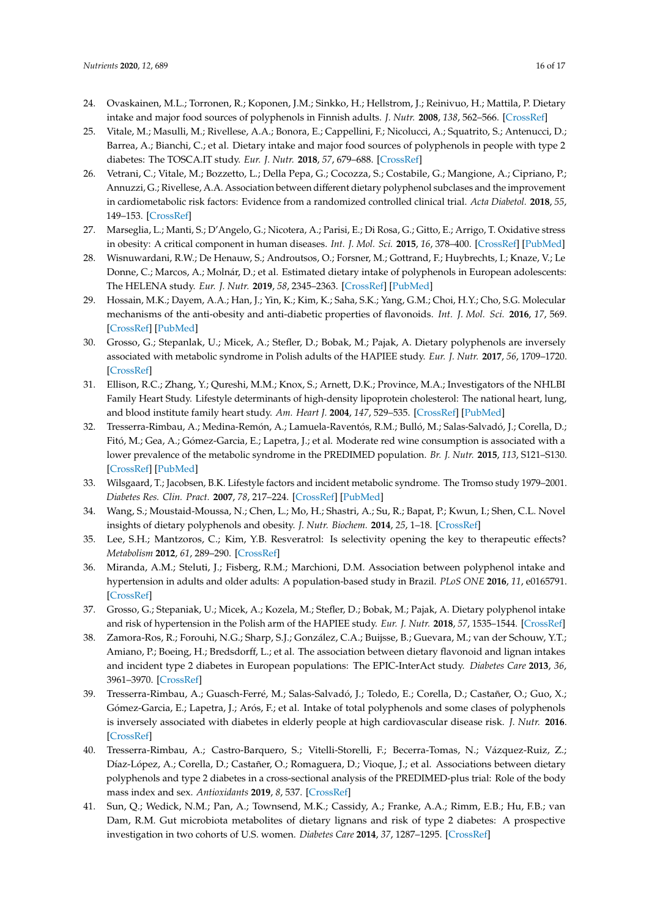24. Ovaskainen, M.L.; Torronen, R.; Koponen, J.M.; Sinkko, H.; Hellstrom, J.; Reinivuo, H.; Mattila, P. Dietary intake and major food sources of polyphenols in Finnish adults. *J. Nutr.* **2008**, *138*, 562–566. [CrossRef]
25. Vitale, M.; Masulli, M.; Rivellese, A.A.; Bonora, E.; Cappellini, F.; Nicolucci, A.; Squatrito, S.; Antenucci, D.; Barrea, A.; Bianchi, C.; et al. Dietary intake and major food sources of polyphenols in people with type 2 diabetes: The TOSCA.IT study. *Eur. J. Nutr.* **2018**, *57*, 679–688. [CrossRef]
26. Vetrani, C.; Vitale, M.; Bozzetto, L.; Della Pepa, G.; Cocozza, S.; Costabile, G.; Mangione, A.; Cipriano, P.; Annuzzi, G.; Rivellese, A.A. Association between different dietary polyphenol subclases and the improvement in cardiometabolic risk factors: Evidence from a randomized controlled clinical trial. *Acta Diabetol.* **2018**, *55*, 149–153. [CrossRef]
27. Marseglia, L.; Manti, S.; D'Angelo, G.; Nicotera, A.; Parisi, E.; Di Rosa, G.; Gitto, E.; Arrigo, T. Oxidative stress in obesity: A critical component in human diseases. *Int. J. Mol. Sci.* **2015**, *16*, 378–400. [CrossRef] [PubMed]
28. Wisnuwardani, R.W.; De Henauw, S.; Androutsos, O.; Forsner, M.; Gottrand, F.; Huybrechts, I.; Knaze, V.; Le Donne, C.; Marcos, A.; Molnár, D.; et al. Estimated dietary intake of polyphenols in European adolescents: The HELENA study. *Eur. J. Nutr.* **2019**, *58*, 2345–2363. [CrossRef] [PubMed]
29. Hossain, M.K.; Dayem, A.A.; Han, J.; Yin, K.; Kim, K.; Saha, S.K.; Yang, G.M.; Choi, H.Y.; Cho, S.G. Molecular mechanisms of the anti-obesity and anti-diabetic properties of flavonoids. *Int. J. Mol. Sci.* **2016**, *17*, 569. [CrossRef] [PubMed]
30. Grosso, G.; Stepanlak, U.; Micek, A.; Stefler, D.; Bobak, M.; Pajak, A. Dietary polyphenols are inversely associated with metabolic syndrome in Polish adults of the HAPIEE study. *Eur. J. Nutr.* **2017**, *56*, 1709–1720. [CrossRef]
31. Ellison, R.C.; Zhang, Y.; Qureshi, M.M.; Knox, S.; Arnett, D.K.; Province, M.A.; Investigators of the NHLBI Family Heart Study. Lifestyle determinants of high-density lipoprotein cholesterol: The national heart, lung, and blood institute family heart study. *Am. Heart J.* **2004**, *147*, 529–535. [CrossRef] [PubMed]
32. Tresserra-Rimbau, A.; Medina-Remón, A.; Lamuela-Raventós, R.M.; Bulló, M.; Salas-Salvadó, J.; Corella, D.; Fitó, M.; Gea, A.; Gómez-Garcia, E.; Lapetra, J.; et al. Moderate red wine consumption is associated with a lower prevalence of the metabolic syndrome in the PREDIMED population. *Br. J. Nutr.* **2015**, *113*, S121–S130. [CrossRef] [PubMed]
33. Wilsgaard, T.; Jacobsen, B.K. Lifestyle factors and incident metabolic syndrome. The Tromso study 1979–2001. *Diabetes Res. Clin. Pract.* **2007**, *78*, 217–224. [CrossRef] [PubMed]
34. Wang, S.; Moustaid-Moussa, N.; Chen, L.; Mo, H.; Shastri, A.; Su, R.; Bapat, P.; Kwun, I.; Shen, C.L. Novel insights of dietary polyphenols and obesity. *J. Nutr. Biochem.* **2014**, *25*, 1–18. [CrossRef]
35. Lee, S.H.; Mantzoros, C.; Kim, Y.B. Resveratrol: Is selectivity opening the key to therapeutic effects? *Metabolism* **2012**, *61*, 289–290. [CrossRef]
36. Miranda, A.M.; Steluti, J.; Fisberg, R.M.; Marchioni, D.M. Association between polyphenol intake and hypertension in adults and older adults: A population-based study in Brazil. *PLoS ONE* **2016**, *11*, e0165791. [CrossRef]
37. Grosso, G.; Stepaniak, U.; Micek, A.; Kozela, M.; Stefler, D.; Bobak, M.; Pajak, A. Dietary polyphenol intake and risk of hypertension in the Polish arm of the HAPIEE study. *Eur. J. Nutr.* **2018**, *57*, 1535–1544. [CrossRef]
38. Zamora-Ros, R.; Forouhi, N.G.; Sharp, S.J.; González, C.A.; Buijsse, B.; Guevara, M.; van der Schouw, Y.T.; Amiano, P.; Boeing, H.; Bredsdorff, L.; et al. The association between dietary flavonoid and lignan intakes and incident type 2 diabetes in European populations: The EPIC-InterAct study. *Diabetes Care* **2013**, *36*, 3961–3970. [CrossRef]
39. Tresserra-Rimbau, A.; Guasch-Ferré, M.; Salas-Salvadó, J.; Toledo, E.; Corella, D.; Castañer, O.; Guo, X.; Gómez-Garcia, E.; Lapetra, J.; Arós, F.; et al. Intake of total polyphenols and some clases of polyphenols is inversely associated with diabetes in elderly people at high cardiovascular disease risk. *J. Nutr.* **2016**. [CrossRef]
40. Tresserra-Rimbau, A.; Castro-Barquero, S.; Vitelli-Storelli, F.; Becerra-Tomas, N.; Vázquez-Ruiz, Z.; Díaz-López, A.; Corella, D.; Castañer, O.; Romaguera, D.; Vioque, J.; et al. Associations between dietary polyphenols and type 2 diabetes in a cross-sectional analysis of the PREDIMED-plus trial: Role of the body mass index and sex. *Antioxidants* **2019**, *8*, 537. [CrossRef]
41. Sun, Q.; Wedick, N.M.; Pan, A.; Townsend, M.K.; Cassidy, A.; Franke, A.A.; Rimm, E.B.; Hu, F.B.; van Dam, R.M. Gut microbiota metabolites of dietary lignans and risk of type 2 diabetes: A prospective investigation in two cohorts of U.S. women. *Diabetes Care* **2014**, *37*, 1287–1295. [CrossRef]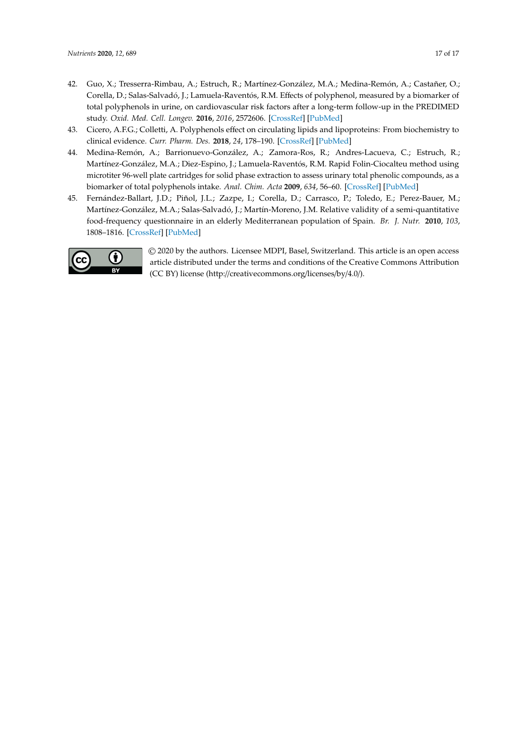42. Guo, X.; Tresserra-Rimbau, A.; Estruch, R.; Martínez-González, M.A.; Medina-Remón, A.; Castañer, O.; Corella, D.; Salas-Salvadó, J.; Lamuela-Raventós, R.M. Effects of polyphenol, measured by a biomarker of total polyphenols in urine, on cardiovascular risk factors after a long-term follow-up in the PREDIMED study. *Oxid. Med. Cell. Longev.* **2016**, *2016*, 2572606. [CrossRef] [PubMed]
43. Cicero, A.F.G.; Colletti, A. Polyphenols effect on circulating lipids and lipoproteins: From biochemistry to clinical evidence. *Curr. Pharm. Des.* **2018**, *24*, 178–190. [CrossRef] [PubMed]
44. Medina-Remón, A.; Barrionuevo-González, A.; Zamora-Ros, R.; Andres-Lacueva, C.; Estruch, R.; Martínez-González, M.A.; Diez-Espino, J.; Lamuela-Raventós, R.M. Rapid Folin-Ciocalteu method using microtiter 96-well plate cartridges for solid phase extraction to assess urinary total phenolic compounds, as a biomarker of total polyphenols intake. *Anal. Chim. Acta* **2009**, *634*, 56–60. [CrossRef] [PubMed]
45. Fernández-Ballart, J.D.; Piñol, J.L.; Zazpe, I.; Corella, D.; Carrasco, P.; Toledo, E.; Perez-Bauer, M.; Martínez-González, M.A.; Salas-Salvadó, J.; Martín-Moreno, J.M. Relative validity of a semi-quantitative food-frequency questionnaire in an elderly Mediterranean population of Spain. *Br. J. Nutr.* **2010**, *103*, 1808–1816. [CrossRef] [PubMed]

© 2020 by the authors. Licensee MDPI, Basel, Switzerland. This article is an open access article distributed under the terms and conditions of the Creative Commons Attribution (CC BY) license (http://creativecommons.org/licenses/by/4.0/).